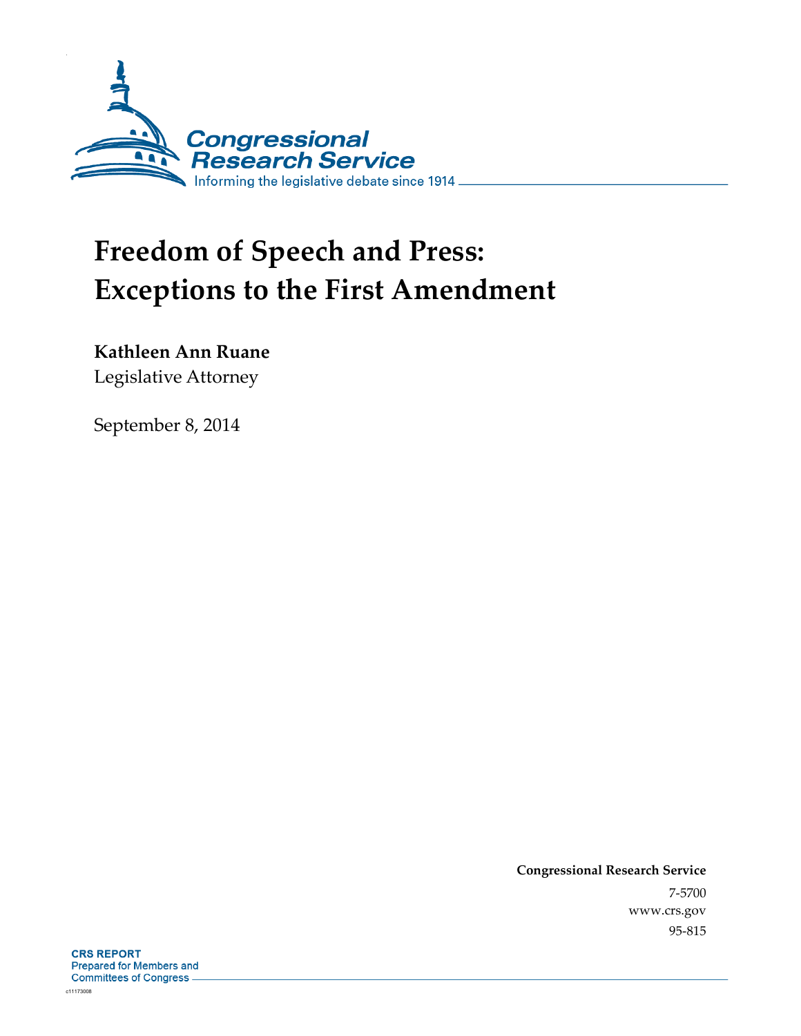Congressional Research Service

Informing the legislative debate since 1914

# Freedom of Speech and Press: Exceptions to the First Amendment

**Kathleen Ann Ruane**
Legislative Attorney

September 8, 2014

**Congressional Research Service**
7-5700
www.crs.gov
95-815

**CRS REPORT**
Prepared for Members and
Committees of Congress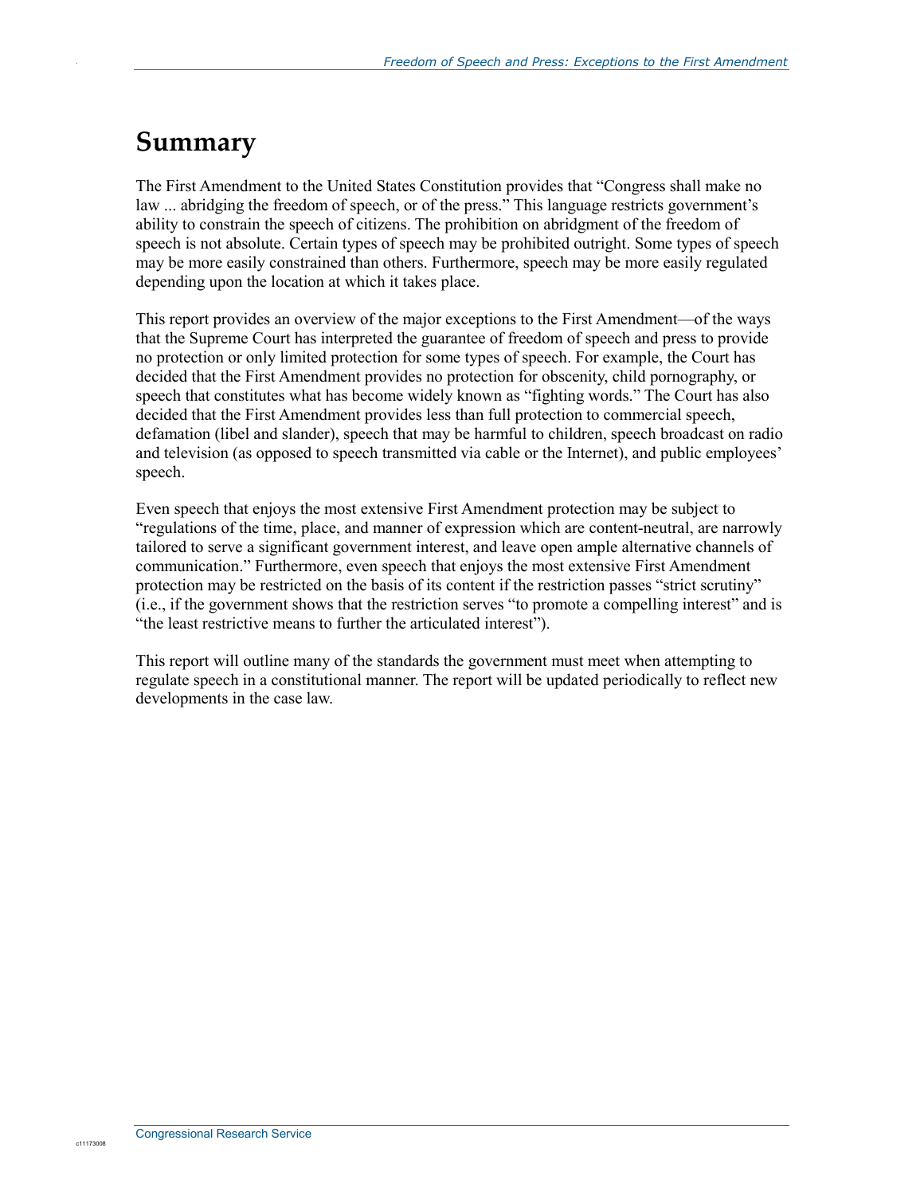# Summary

The First Amendment to the United States Constitution provides that "Congress shall make no law ... abridging the freedom of speech, or of the press." This language restricts government's ability to constrain the speech of citizens. The prohibition on abridgment of the freedom of speech is not absolute. Certain types of speech may be prohibited outright. Some types of speech may be more easily constrained than others. Furthermore, speech may be more easily regulated depending upon the location at which it takes place.

This report provides an overview of the major exceptions to the First Amendment—of the ways that the Supreme Court has interpreted the guarantee of freedom of speech and press to provide no protection or only limited protection for some types of speech. For example, the Court has decided that the First Amendment provides no protection for obscenity, child pornography, or speech that constitutes what has become widely known as "fighting words." The Court has also decided that the First Amendment provides less than full protection to commercial speech, defamation (libel and slander), speech that may be harmful to children, speech broadcast on radio and television (as opposed to speech transmitted via cable or the Internet), and public employees' speech.

Even speech that enjoys the most extensive First Amendment protection may be subject to "regulations of the time, place, and manner of expression which are content-neutral, are narrowly tailored to serve a significant government interest, and leave open ample alternative channels of communication." Furthermore, even speech that enjoys the most extensive First Amendment protection may be restricted on the basis of its content if the restriction passes "strict scrutiny" (i.e., if the government shows that the restriction serves "to promote a compelling interest" and is "the least restrictive means to further the articulated interest").

This report will outline many of the standards the government must meet when attempting to regulate speech in a constitutional manner. The report will be updated periodically to reflect new developments in the case law.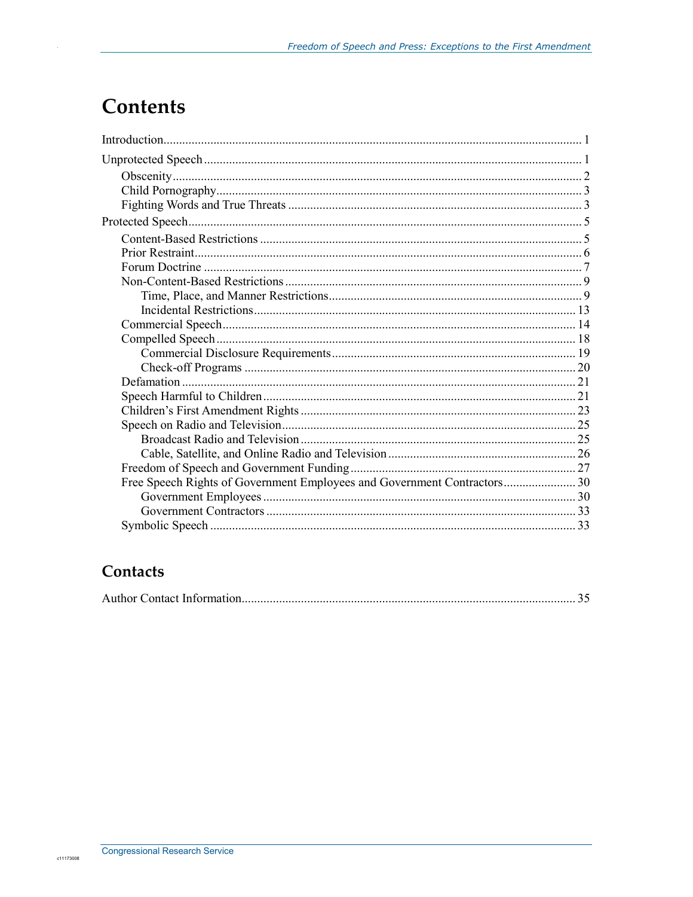# Contents

Introduction ..... 1

Unprotected Speech ..... 1

- Obscenity ..... 2
- Child Pornography ..... 3
- Fighting Words and True Threats ..... 3

Protected Speech ..... 5

- Content-Based Restrictions ..... 5
- Prior Restraint ..... 6
- Forum Doctrine ..... 7
- Non-Content-Based Restrictions ..... 9
  - Time, Place, and Manner Restrictions ..... 9
  - Incidental Restrictions ..... 13
- Commercial Speech ..... 14
- Compelled Speech ..... 18
  - Commercial Disclosure Requirements ..... 19
  - Check-off Programs ..... 20
- Defamation ..... 21
- Speech Harmful to Children ..... 21
- Children's First Amendment Rights ..... 23
- Speech on Radio and Television ..... 25
  - Broadcast Radio and Television ..... 25
  - Cable, Satellite, and Online Radio and Television ..... 26
- Freedom of Speech and Government Funding ..... 27
- Free Speech Rights of Government Employees and Government Contractors ..... 30
  - Government Employees ..... 30
  - Government Contractors ..... 33
- Symbolic Speech ..... 33

# Contacts

Author Contact Information ..... 35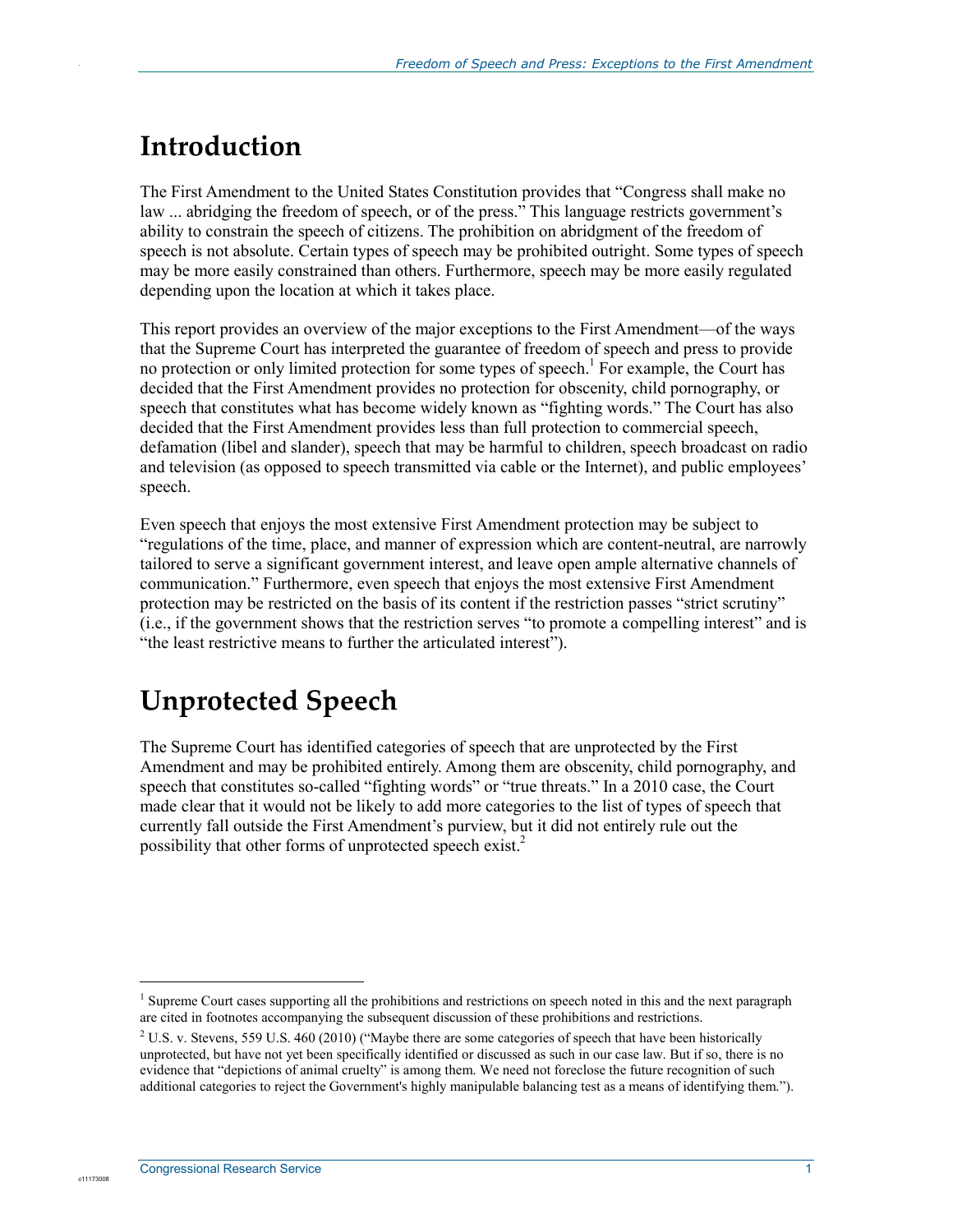# Introduction

The First Amendment to the United States Constitution provides that "Congress shall make no law ... abridging the freedom of speech, or of the press." This language restricts government's ability to constrain the speech of citizens. The prohibition on abridgment of the freedom of speech is not absolute. Certain types of speech may be prohibited outright. Some types of speech may be more easily constrained than others. Furthermore, speech may be more easily regulated depending upon the location at which it takes place.

This report provides an overview of the major exceptions to the First Amendment—of the ways that the Supreme Court has interpreted the guarantee of freedom of speech and press to provide no protection or only limited protection for some types of speech.[1] For example, the Court has decided that the First Amendment provides no protection for obscenity, child pornography, or speech that constitutes what has become widely known as "fighting words." The Court has also decided that the First Amendment provides less than full protection to commercial speech, defamation (libel and slander), speech that may be harmful to children, speech broadcast on radio and television (as opposed to speech transmitted via cable or the Internet), and public employees' speech.

Even speech that enjoys the most extensive First Amendment protection may be subject to "regulations of the time, place, and manner of expression which are content-neutral, are narrowly tailored to serve a significant government interest, and leave open ample alternative channels of communication." Furthermore, even speech that enjoys the most extensive First Amendment protection may be restricted on the basis of its content if the restriction passes "strict scrutiny" (i.e., if the government shows that the restriction serves "to promote a compelling interest" and is "the least restrictive means to further the articulated interest").

# Unprotected Speech

The Supreme Court has identified categories of speech that are unprotected by the First Amendment and may be prohibited entirely. Among them are obscenity, child pornography, and speech that constitutes so-called "fighting words" or "true threats." In a 2010 case, the Court made clear that it would not be likely to add more categories to the list of types of speech that currently fall outside the First Amendment's purview, but it did not entirely rule out the possibility that other forms of unprotected speech exist.[2]

---

[1] Supreme Court cases supporting all the prohibitions and restrictions on speech noted in this and the next paragraph are cited in footnotes accompanying the subsequent discussion of these prohibitions and restrictions.

[2] U.S. v. Stevens, 559 U.S. 460 (2010) ("Maybe there are some categories of speech that have been historically unprotected, but have not yet been specifically identified or discussed as such in our case law. But if so, there is no evidence that "depictions of animal cruelty" is among them. We need not foreclose the future recognition of such additional categories to reject the Government's highly manipulable balancing test as a means of identifying them.").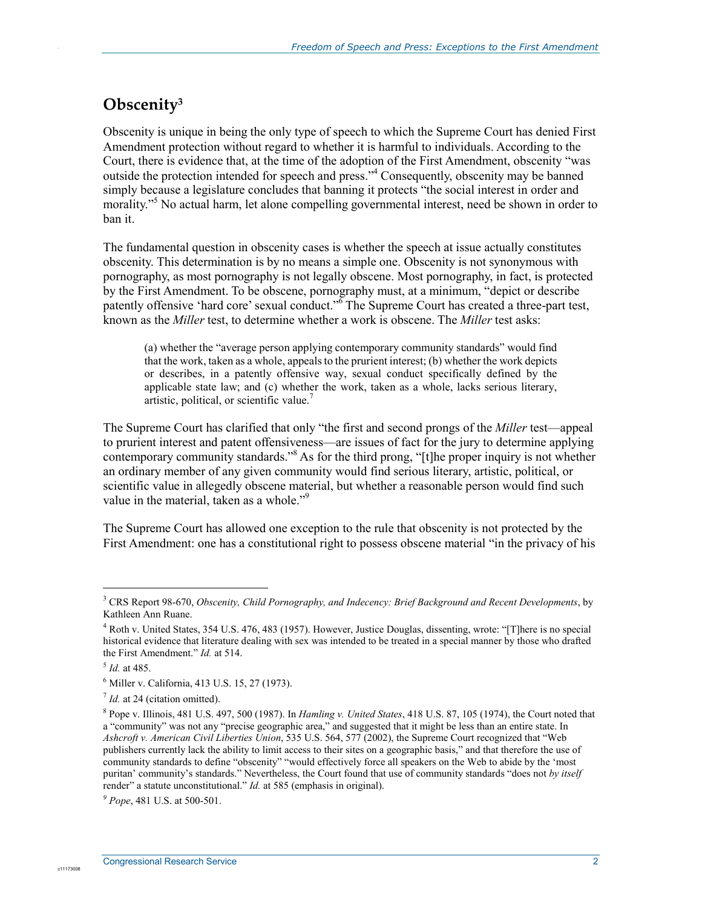## Obscenity[3]

Obscenity is unique in being the only type of speech to which the Supreme Court has denied First Amendment protection without regard to whether it is harmful to individuals. According to the Court, there is evidence that, at the time of the adoption of the First Amendment, obscenity "was outside the protection intended for speech and press."[4] Consequently, obscenity may be banned simply because a legislature concludes that banning it protects "the social interest in order and morality."[5] No actual harm, let alone compelling governmental interest, need be shown in order to ban it.

The fundamental question in obscenity cases is whether the speech at issue actually constitutes obscenity. This determination is by no means a simple one. Obscenity is not synonymous with pornography, as most pornography is not legally obscene. Most pornography, in fact, is protected by the First Amendment. To be obscene, pornography must, at a minimum, "depict or describe patently offensive 'hard core' sexual conduct."[6] The Supreme Court has created a three-part test, known as the *Miller* test, to determine whether a work is obscene. The *Miller* test asks:

> (a) whether the "average person applying contemporary community standards" would find that the work, taken as a whole, appeals to the prurient interest; (b) whether the work depicts or describes, in a patently offensive way, sexual conduct specifically defined by the applicable state law; and (c) whether the work, taken as a whole, lacks serious literary, artistic, political, or scientific value.[7]

The Supreme Court has clarified that only "the first and second prongs of the *Miller* test—appeal to prurient interest and patent offensiveness—are issues of fact for the jury to determine applying contemporary community standards."[8] As for the third prong, "[t]he proper inquiry is not whether an ordinary member of any given community would find serious literary, artistic, political, or scientific value in allegedly obscene material, but whether a reasonable person would find such value in the material, taken as a whole."[9]

The Supreme Court has allowed one exception to the rule that obscenity is not protected by the First Amendment: one has a constitutional right to possess obscene material "in the privacy of his

---

[3] CRS Report 98-670, *Obscenity, Child Pornography, and Indecency: Brief Background and Recent Developments*, by Kathleen Ann Ruane.

[4] Roth v. United States, 354 U.S. 476, 483 (1957). However, Justice Douglas, dissenting, wrote: "[T]here is no special historical evidence that literature dealing with sex was intended to be treated in a special manner by those who drafted the First Amendment." *Id.* at 514.

[5] *Id.* at 485.

[6] Miller v. California, 413 U.S. 15, 27 (1973).

[7] *Id.* at 24 (citation omitted).

[8] Pope v. Illinois, 481 U.S. 497, 500 (1987). In *Hamling v. United States*, 418 U.S. 87, 105 (1974), the Court noted that a "community" was not any "precise geographic area," and suggested that it might be less than an entire state. In *Ashcroft v. American Civil Liberties Union*, 535 U.S. 564, 577 (2002), the Supreme Court recognized that "Web publishers currently lack the ability to limit access to their sites on a geographic basis," and that therefore the use of community standards to define "obscenity" "would effectively force all speakers on the Web to abide by the 'most puritan' community's standards." Nevertheless, the Court found that use of community standards "does not *by itself* render" a statute unconstitutional." *Id.* at 585 (emphasis in original).

[9] *Pope*, 481 U.S. at 500-501.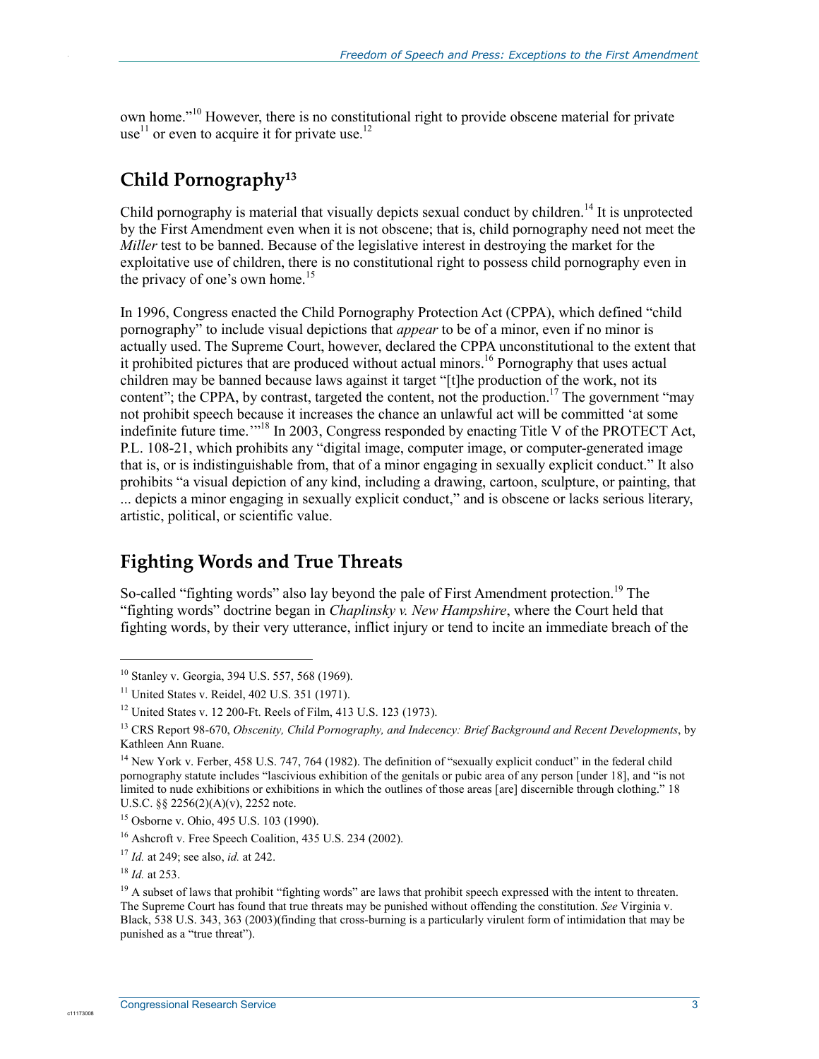own home."[10] However, there is no constitutional right to provide obscene material for private use[11] or even to acquire it for private use.[12]

## Child Pornography[13]

Child pornography is material that visually depicts sexual conduct by children.[14] It is unprotected by the First Amendment even when it is not obscene; that is, child pornography need not meet the *Miller* test to be banned. Because of the legislative interest in destroying the market for the exploitative use of children, there is no constitutional right to possess child pornography even in the privacy of one's own home.[15]

In 1996, Congress enacted the Child Pornography Protection Act (CPPA), which defined "child pornography" to include visual depictions that *appear* to be of a minor, even if no minor is actually used. The Supreme Court, however, declared the CPPA unconstitutional to the extent that it prohibited pictures that are produced without actual minors.[16] Pornography that uses actual children may be banned because laws against it target "[t]he production of the work, not its content"; the CPPA, by contrast, targeted the content, not the production.[17] The government "may not prohibit speech because it increases the chance an unlawful act will be committed 'at some indefinite future time.'"[18] In 2003, Congress responded by enacting Title V of the PROTECT Act, P.L. 108-21, which prohibits any "digital image, computer image, or computer-generated image that is, or is indistinguishable from, that of a minor engaging in sexually explicit conduct." It also prohibits "a visual depiction of any kind, including a drawing, cartoon, sculpture, or painting, that ... depicts a minor engaging in sexually explicit conduct," and is obscene or lacks serious literary, artistic, political, or scientific value.

## Fighting Words and True Threats

So-called "fighting words" also lay beyond the pale of First Amendment protection.[19] The "fighting words" doctrine began in *Chaplinsky v. New Hampshire*, where the Court held that fighting words, by their very utterance, inflict injury or tend to incite an immediate breach of the

---

[10] Stanley v. Georgia, 394 U.S. 557, 568 (1969).

[11] United States v. Reidel, 402 U.S. 351 (1971).

[12] United States v. 12 200-Ft. Reels of Film, 413 U.S. 123 (1973).

[13] CRS Report 98-670, *Obscenity, Child Pornography, and Indecency: Brief Background and Recent Developments*, by Kathleen Ann Ruane.

[14] New York v. Ferber, 458 U.S. 747, 764 (1982). The definition of "sexually explicit conduct" in the federal child pornography statute includes "lascivious exhibition of the genitals or pubic area of any person [under 18], and "is not limited to nude exhibitions or exhibitions in which the outlines of those areas [are] discernible through clothing." 18 U.S.C. §§ 2256(2)(A)(v), 2252 note.

[15] Osborne v. Ohio, 495 U.S. 103 (1990).

[16] Ashcroft v. Free Speech Coalition, 435 U.S. 234 (2002).

[17] *Id.* at 249; see also, *id.* at 242.

[18] *Id.* at 253.

[19] A subset of laws that prohibit "fighting words" are laws that prohibit speech expressed with the intent to threaten. The Supreme Court has found that true threats may be punished without offending the constitution. *See* Virginia v. Black, 538 U.S. 343, 363 (2003)(finding that cross-burning is a particularly virulent form of intimidation that may be punished as a "true threat").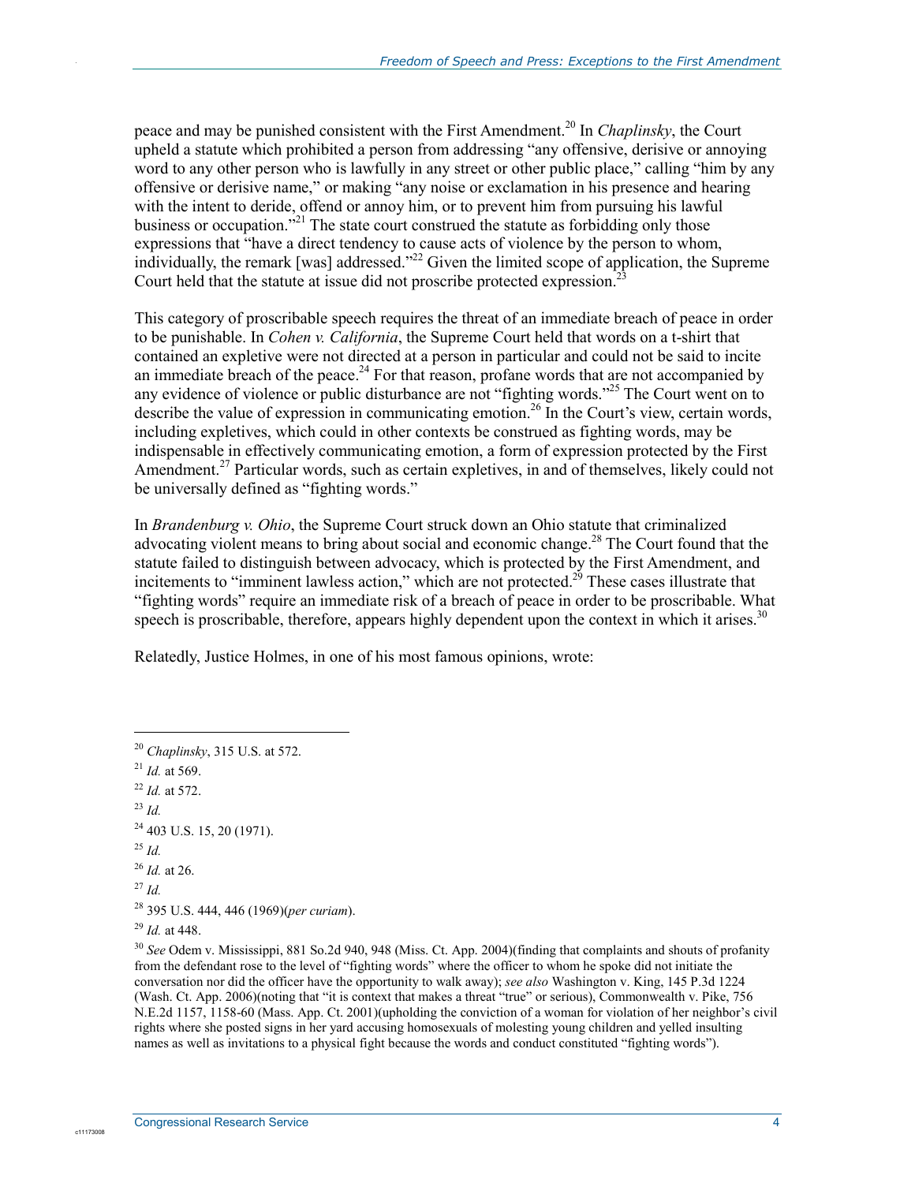peace and may be punished consistent with the First Amendment.[20] In *Chaplinsky*, the Court upheld a statute which prohibited a person from addressing "any offensive, derisive or annoying word to any other person who is lawfully in any street or other public place," calling "him by any offensive or derisive name," or making "any noise or exclamation in his presence and hearing with the intent to deride, offend or annoy him, or to prevent him from pursuing his lawful business or occupation."[21] The state court construed the statute as forbidding only those expressions that "have a direct tendency to cause acts of violence by the person to whom, individually, the remark [was] addressed."[22] Given the limited scope of application, the Supreme Court held that the statute at issue did not proscribe protected expression.[23]

This category of proscribable speech requires the threat of an immediate breach of peace in order to be punishable. In *Cohen v. California*, the Supreme Court held that words on a t-shirt that contained an expletive were not directed at a person in particular and could not be said to incite an immediate breach of the peace.[24] For that reason, profane words that are not accompanied by any evidence of violence or public disturbance are not "fighting words."[25] The Court went on to describe the value of expression in communicating emotion.[26] In the Court's view, certain words, including expletives, which could in other contexts be construed as fighting words, may be indispensable in effectively communicating emotion, a form of expression protected by the First Amendment.[27] Particular words, such as certain expletives, in and of themselves, likely could not be universally defined as "fighting words."

In *Brandenburg v. Ohio*, the Supreme Court struck down an Ohio statute that criminalized advocating violent means to bring about social and economic change.[28] The Court found that the statute failed to distinguish between advocacy, which is protected by the First Amendment, and incitements to "imminent lawless action," which are not protected.[29] These cases illustrate that "fighting words" require an immediate risk of a breach of peace in order to be proscribable. What speech is proscribable, therefore, appears highly dependent upon the context in which it arises.[30]

Relatedly, Justice Holmes, in one of his most famous opinions, wrote:

---

[20] *Chaplinsky*, 315 U.S. at 572.

[21] *Id.* at 569.

[22] *Id.* at 572.

[23] *Id.*

[24] 403 U.S. 15, 20 (1971).

[25] *Id.*

[26] *Id.* at 26.

[27] *Id.*

[28] 395 U.S. 444, 446 (1969)(*per curiam*).

[29] *Id.* at 448.

[30] *See* Odem v. Mississippi, 881 So.2d 940, 948 (Miss. Ct. App. 2004)(finding that complaints and shouts of profanity from the defendant rose to the level of "fighting words" where the officer to whom he spoke did not initiate the conversation nor did the officer have the opportunity to walk away); *see also* Washington v. King, 145 P.3d 1224 (Wash. Ct. App. 2006)(noting that "it is context that makes a threat "true" or serious), Commonwealth v. Pike, 756 N.E.2d 1157, 1158-60 (Mass. App. Ct. 2001)(upholding the conviction of a woman for violation of her neighbor's civil rights where she posted signs in her yard accusing homosexuals of molesting young children and yelled insulting names as well as invitations to a physical fight because the words and conduct constituted "fighting words").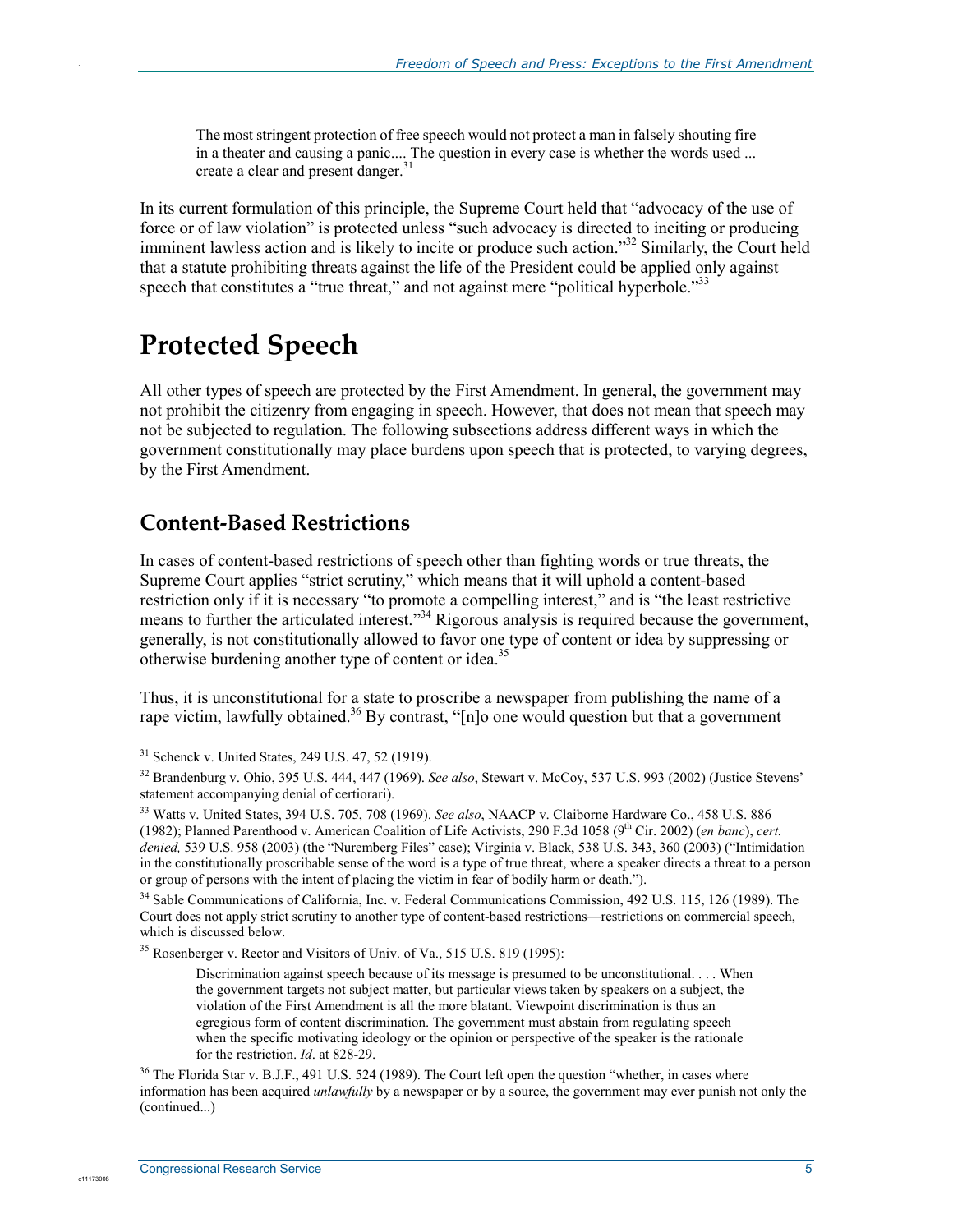> The most stringent protection of free speech would not protect a man in falsely shouting fire in a theater and causing a panic.... The question in every case is whether the words used ... create a clear and present danger.[31]

In its current formulation of this principle, the Supreme Court held that "advocacy of the use of force or of law violation" is protected unless "such advocacy is directed to inciting or producing imminent lawless action and is likely to incite or produce such action."[32] Similarly, the Court held that a statute prohibiting threats against the life of the President could be applied only against speech that constitutes a "true threat," and not against mere "political hyperbole."[33]

# Protected Speech

All other types of speech are protected by the First Amendment. In general, the government may not prohibit the citizenry from engaging in speech. However, that does not mean that speech may not be subjected to regulation. The following subsections address different ways in which the government constitutionally may place burdens upon speech that is protected, to varying degrees, by the First Amendment.

## Content-Based Restrictions

In cases of content-based restrictions of speech other than fighting words or true threats, the Supreme Court applies "strict scrutiny," which means that it will uphold a content-based restriction only if it is necessary "to promote a compelling interest," and is "the least restrictive means to further the articulated interest."[34] Rigorous analysis is required because the government, generally, is not constitutionally allowed to favor one type of content or idea by suppressing or otherwise burdening another type of content or idea.[35]

Thus, it is unconstitutional for a state to proscribe a newspaper from publishing the name of a rape victim, lawfully obtained.[36] By contrast, "[n]o one would question but that a government

---

[31] Schenck v. United States, 249 U.S. 47, 52 (1919).

[32] Brandenburg v. Ohio, 395 U.S. 444, 447 (1969). *See also*, Stewart v. McCoy, 537 U.S. 993 (2002) (Justice Stevens' statement accompanying denial of certiorari).

[33] Watts v. United States, 394 U.S. 705, 708 (1969). *See also*, NAACP v. Claiborne Hardware Co., 458 U.S. 886 (1982); Planned Parenthood v. American Coalition of Life Activists, 290 F.3d 1058 (9th Cir. 2002) (*en banc*), *cert. denied,* 539 U.S. 958 (2003) (the "Nuremberg Files" case); Virginia v. Black, 538 U.S. 343, 360 (2003) ("Intimidation in the constitutionally proscribable sense of the word is a type of true threat, where a speaker directs a threat to a person or group of persons with the intent of placing the victim in fear of bodily harm or death.").

[34] Sable Communications of California, Inc. v. Federal Communications Commission, 492 U.S. 115, 126 (1989). The Court does not apply strict scrutiny to another type of content-based restrictions—restrictions on commercial speech, which is discussed below.

[35] Rosenberger v. Rector and Visitors of Univ. of Va., 515 U.S. 819 (1995):

> Discrimination against speech because of its message is presumed to be unconstitutional. . . . When the government targets not subject matter, but particular views taken by speakers on a subject, the violation of the First Amendment is all the more blatant. Viewpoint discrimination is thus an egregious form of content discrimination. The government must abstain from regulating speech when the specific motivating ideology or the opinion or perspective of the speaker is the rationale for the restriction. *Id*. at 828-29.

[36] The Florida Star v. B.J.F., 491 U.S. 524 (1989). The Court left open the question "whether, in cases where information has been acquired *unlawfully* by a newspaper or by a source, the government may ever punish not only the (continued...)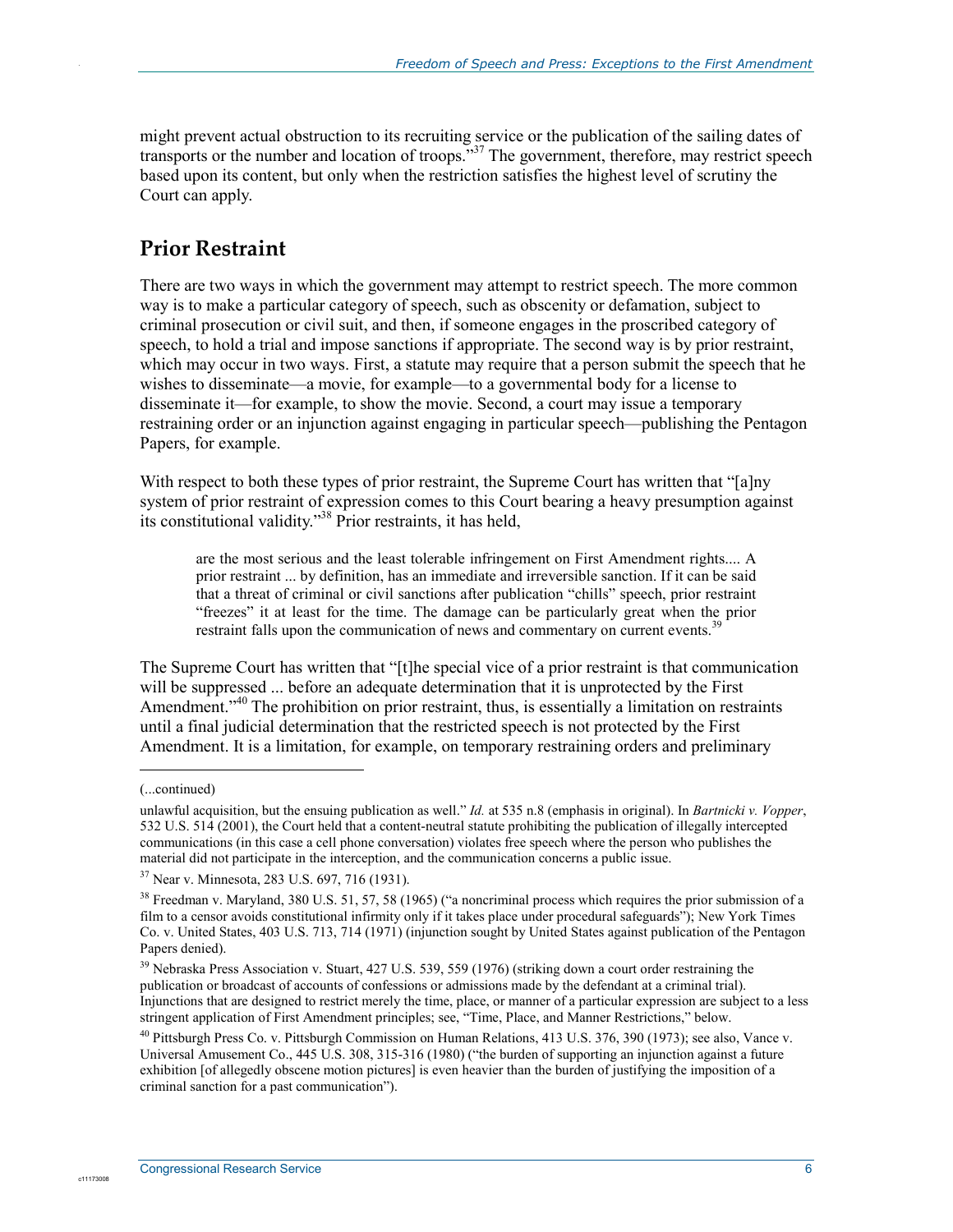might prevent actual obstruction to its recruiting service or the publication of the sailing dates of transports or the number and location of troops."[37] The government, therefore, may restrict speech based upon its content, but only when the restriction satisfies the highest level of scrutiny the Court can apply.

## Prior Restraint

There are two ways in which the government may attempt to restrict speech. The more common way is to make a particular category of speech, such as obscenity or defamation, subject to criminal prosecution or civil suit, and then, if someone engages in the proscribed category of speech, to hold a trial and impose sanctions if appropriate. The second way is by prior restraint, which may occur in two ways. First, a statute may require that a person submit the speech that he wishes to disseminate—a movie, for example—to a governmental body for a license to disseminate it—for example, to show the movie. Second, a court may issue a temporary restraining order or an injunction against engaging in particular speech—publishing the Pentagon Papers, for example.

With respect to both these types of prior restraint, the Supreme Court has written that "[a]ny system of prior restraint of expression comes to this Court bearing a heavy presumption against its constitutional validity."[38] Prior restraints, it has held,

> are the most serious and the least tolerable infringement on First Amendment rights.... A prior restraint ... by definition, has an immediate and irreversible sanction. If it can be said that a threat of criminal or civil sanctions after publication "chills" speech, prior restraint "freezes" it at least for the time. The damage can be particularly great when the prior restraint falls upon the communication of news and commentary on current events.[39]

The Supreme Court has written that "[t]he special vice of a prior restraint is that communication will be suppressed ... before an adequate determination that it is unprotected by the First Amendment."[40] The prohibition on prior restraint, thus, is essentially a limitation on restraints until a final judicial determination that the restricted speech is not protected by the First Amendment. It is a limitation, for example, on temporary restraining orders and preliminary

---

(...continued)

unlawful acquisition, but the ensuing publication as well." *Id.* at 535 n.8 (emphasis in original). In *Bartnicki v. Vopper*, 532 U.S. 514 (2001), the Court held that a content-neutral statute prohibiting the publication of illegally intercepted communications (in this case a cell phone conversation) violates free speech where the person who publishes the material did not participate in the interception, and the communication concerns a public issue.

[37] Near v. Minnesota, 283 U.S. 697, 716 (1931).

[38] Freedman v. Maryland, 380 U.S. 51, 57, 58 (1965) ("a noncriminal process which requires the prior submission of a film to a censor avoids constitutional infirmity only if it takes place under procedural safeguards"); New York Times Co. v. United States, 403 U.S. 713, 714 (1971) (injunction sought by United States against publication of the Pentagon Papers denied).

[39] Nebraska Press Association v. Stuart, 427 U.S. 539, 559 (1976) (striking down a court order restraining the publication or broadcast of accounts of confessions or admissions made by the defendant at a criminal trial). Injunctions that are designed to restrict merely the time, place, or manner of a particular expression are subject to a less stringent application of First Amendment principles; see, "Time, Place, and Manner Restrictions," below.

[40] Pittsburgh Press Co. v. Pittsburgh Commission on Human Relations, 413 U.S. 376, 390 (1973); see also, Vance v. Universal Amusement Co., 445 U.S. 308, 315-316 (1980) ("the burden of supporting an injunction against a future exhibition [of allegedly obscene motion pictures] is even heavier than the burden of justifying the imposition of a criminal sanction for a past communication").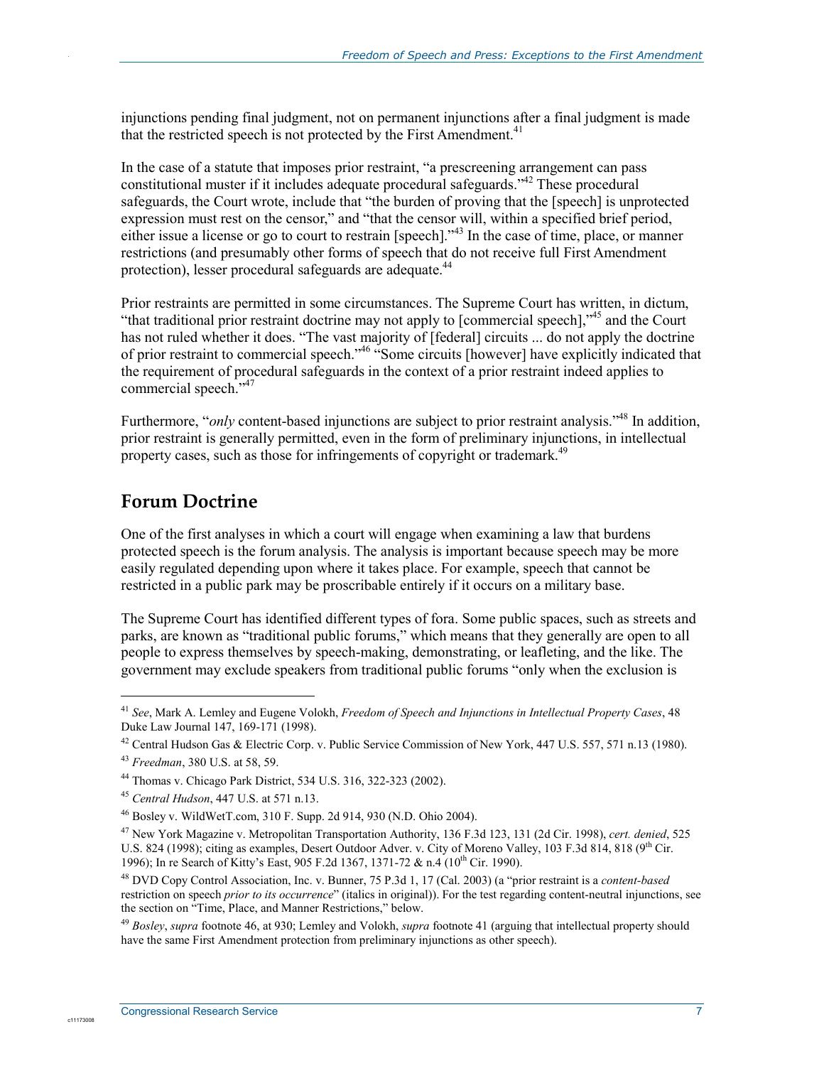injunctions pending final judgment, not on permanent injunctions after a final judgment is made that the restricted speech is not protected by the First Amendment.[41]

In the case of a statute that imposes prior restraint, "a prescreening arrangement can pass constitutional muster if it includes adequate procedural safeguards."[42] These procedural safeguards, the Court wrote, include that "the burden of proving that the [speech] is unprotected expression must rest on the censor," and "that the censor will, within a specified brief period, either issue a license or go to court to restrain [speech]."[43] In the case of time, place, or manner restrictions (and presumably other forms of speech that do not receive full First Amendment protection), lesser procedural safeguards are adequate.[44]

Prior restraints are permitted in some circumstances. The Supreme Court has written, in dictum, "that traditional prior restraint doctrine may not apply to [commercial speech],"[45] and the Court has not ruled whether it does. "The vast majority of [federal] circuits ... do not apply the doctrine of prior restraint to commercial speech."[46] "Some circuits [however] have explicitly indicated that the requirement of procedural safeguards in the context of a prior restraint indeed applies to commercial speech."[47]

Furthermore, "*only* content-based injunctions are subject to prior restraint analysis."[48] In addition, prior restraint is generally permitted, even in the form of preliminary injunctions, in intellectual property cases, such as those for infringements of copyright or trademark.[49]

## Forum Doctrine

One of the first analyses in which a court will engage when examining a law that burdens protected speech is the forum analysis. The analysis is important because speech may be more easily regulated depending upon where it takes place. For example, speech that cannot be restricted in a public park may be proscribable entirely if it occurs on a military base.

The Supreme Court has identified different types of fora. Some public spaces, such as streets and parks, are known as "traditional public forums," which means that they generally are open to all people to express themselves by speech-making, demonstrating, or leafleting, and the like. The government may exclude speakers from traditional public forums "only when the exclusion is

---

[41] *See*, Mark A. Lemley and Eugene Volokh, *Freedom of Speech and Injunctions in Intellectual Property Cases*, 48 Duke Law Journal 147, 169-171 (1998).

[42] Central Hudson Gas & Electric Corp. v. Public Service Commission of New York, 447 U.S. 557, 571 n.13 (1980).

[43] *Freedman*, 380 U.S. at 58, 59.

[44] Thomas v. Chicago Park District, 534 U.S. 316, 322-323 (2002).

[45] *Central Hudson*, 447 U.S. at 571 n.13.

[46] Bosley v. WildWetT.com, 310 F. Supp. 2d 914, 930 (N.D. Ohio 2004).

[47] New York Magazine v. Metropolitan Transportation Authority, 136 F.3d 123, 131 (2d Cir. 1998), *cert. denied*, 525 U.S. 824 (1998); citing as examples, Desert Outdoor Adver. v. City of Moreno Valley, 103 F.3d 814, 818 (9th Cir. 1996); In re Search of Kitty's East, 905 F.2d 1367, 1371-72 & n.4 (10th Cir. 1990).

[48] DVD Copy Control Association, Inc. v. Bunner, 75 P.3d 1, 17 (Cal. 2003) (a "prior restraint is a *content-based* restriction on speech *prior to its occurrence*" (italics in original)). For the test regarding content-neutral injunctions, see the section on "Time, Place, and Manner Restrictions," below.

[49] *Bosley*, *supra* footnote 46, at 930; Lemley and Volokh, *supra* footnote 41 (arguing that intellectual property should have the same First Amendment protection from preliminary injunctions as other speech).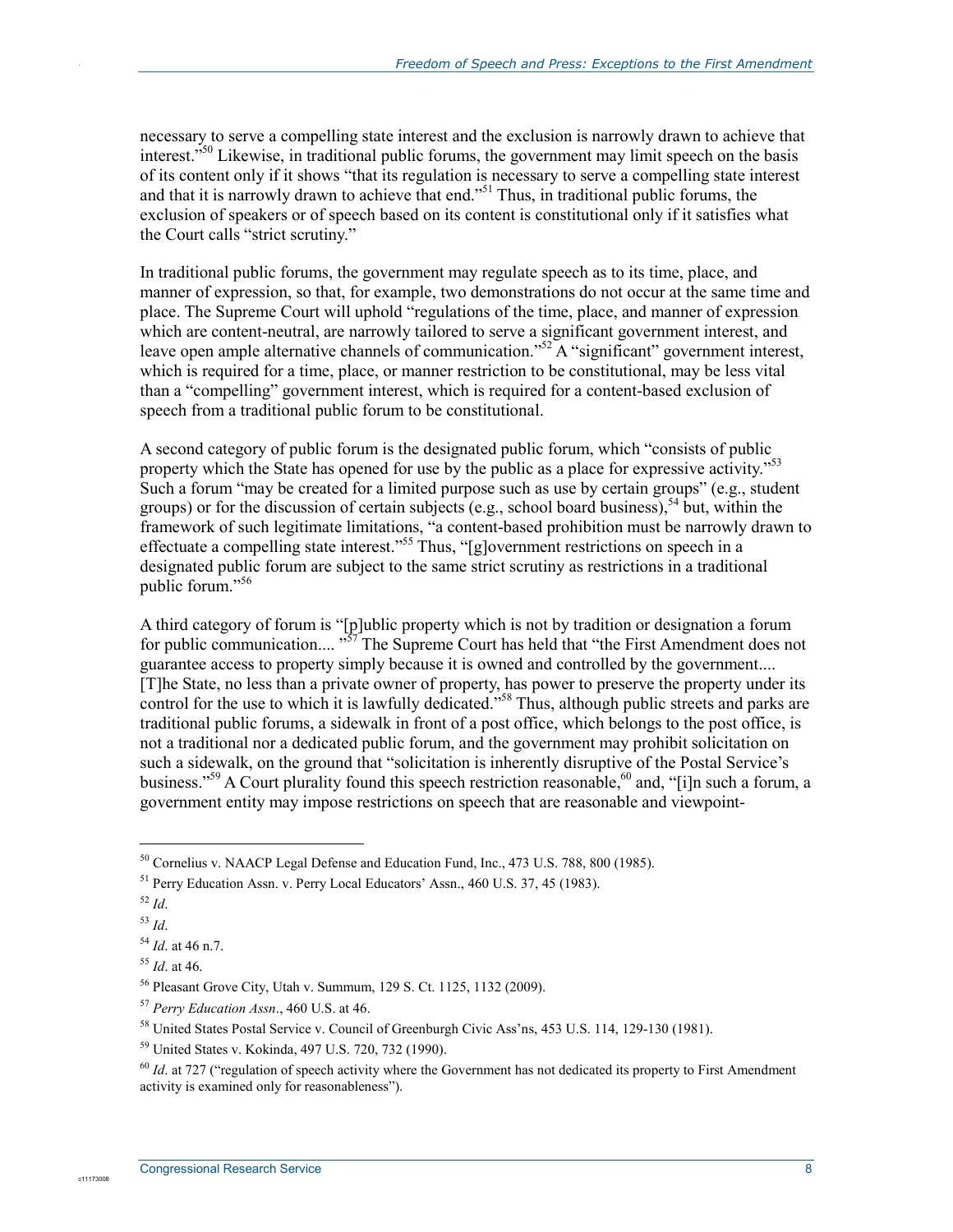necessary to serve a compelling state interest and the exclusion is narrowly drawn to achieve that interest."[50] Likewise, in traditional public forums, the government may limit speech on the basis of its content only if it shows "that its regulation is necessary to serve a compelling state interest and that it is narrowly drawn to achieve that end."[51] Thus, in traditional public forums, the exclusion of speakers or of speech based on its content is constitutional only if it satisfies what the Court calls "strict scrutiny."

In traditional public forums, the government may regulate speech as to its time, place, and manner of expression, so that, for example, two demonstrations do not occur at the same time and place. The Supreme Court will uphold "regulations of the time, place, and manner of expression which are content-neutral, are narrowly tailored to serve a significant government interest, and leave open ample alternative channels of communication."[52] A "significant" government interest, which is required for a time, place, or manner restriction to be constitutional, may be less vital than a "compelling" government interest, which is required for a content-based exclusion of speech from a traditional public forum to be constitutional.

A second category of public forum is the designated public forum, which "consists of public property which the State has opened for use by the public as a place for expressive activity."[53] Such a forum "may be created for a limited purpose such as use by certain groups" (e.g., student groups) or for the discussion of certain subjects (e.g., school board business),[54] but, within the framework of such legitimate limitations, "a content-based prohibition must be narrowly drawn to effectuate a compelling state interest."[55] Thus, "[g]overnment restrictions on speech in a designated public forum are subject to the same strict scrutiny as restrictions in a traditional public forum."[56]

A third category of forum is "[p]ublic property which is not by tradition or designation a forum for public communication.... "[57] The Supreme Court has held that "the First Amendment does not guarantee access to property simply because it is owned and controlled by the government.... [T]he State, no less than a private owner of property, has power to preserve the property under its control for the use to which it is lawfully dedicated."[58] Thus, although public streets and parks are traditional public forums, a sidewalk in front of a post office, which belongs to the post office, is not a traditional nor a dedicated public forum, and the government may prohibit solicitation on such a sidewalk, on the ground that "solicitation is inherently disruptive of the Postal Service's business."[59] A Court plurality found this speech restriction reasonable,[60] and, "[i]n such a forum, a government entity may impose restrictions on speech that are reasonable and viewpoint-

---

[50] Cornelius v. NAACP Legal Defense and Education Fund, Inc., 473 U.S. 788, 800 (1985).

[51] Perry Education Assn. v. Perry Local Educators' Assn., 460 U.S. 37, 45 (1983).

[52] *Id*.

[53] *Id*.

[54] *Id*. at 46 n.7.

[55] *Id*. at 46.

[56] Pleasant Grove City, Utah v. Summum, 129 S. Ct. 1125, 1132 (2009).

[57] *Perry Education Assn*., 460 U.S. at 46.

[58] United States Postal Service v. Council of Greenburgh Civic Ass'ns, 453 U.S. 114, 129-130 (1981).

[59] United States v. Kokinda, 497 U.S. 720, 732 (1990).

[60] *Id*. at 727 ("regulation of speech activity where the Government has not dedicated its property to First Amendment activity is examined only for reasonableness").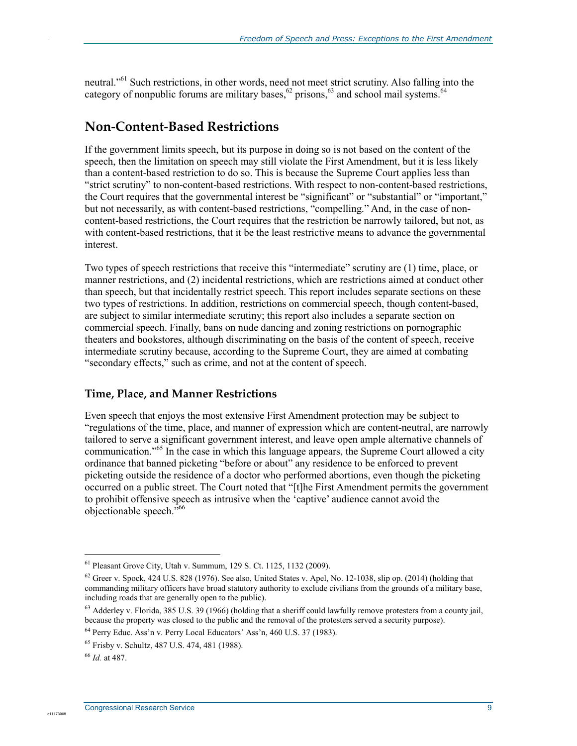neutral."[61] Such restrictions, in other words, need not meet strict scrutiny. Also falling into the category of nonpublic forums are military bases,[62] prisons,[63] and school mail systems.[64]

## Non-Content-Based Restrictions

If the government limits speech, but its purpose in doing so is not based on the content of the speech, then the limitation on speech may still violate the First Amendment, but it is less likely than a content-based restriction to do so. This is because the Supreme Court applies less than "strict scrutiny" to non-content-based restrictions. With respect to non-content-based restrictions, the Court requires that the governmental interest be "significant" or "substantial" or "important," but not necessarily, as with content-based restrictions, "compelling." And, in the case of non-content-based restrictions, the Court requires that the restriction be narrowly tailored, but not, as with content-based restrictions, that it be the least restrictive means to advance the governmental interest.

Two types of speech restrictions that receive this "intermediate" scrutiny are (1) time, place, or manner restrictions, and (2) incidental restrictions, which are restrictions aimed at conduct other than speech, but that incidentally restrict speech. This report includes separate sections on these two types of restrictions. In addition, restrictions on commercial speech, though content-based, are subject to similar intermediate scrutiny; this report also includes a separate section on commercial speech. Finally, bans on nude dancing and zoning restrictions on pornographic theaters and bookstores, although discriminating on the basis of the content of speech, receive intermediate scrutiny because, according to the Supreme Court, they are aimed at combating "secondary effects," such as crime, and not at the content of speech.

### Time, Place, and Manner Restrictions

Even speech that enjoys the most extensive First Amendment protection may be subject to "regulations of the time, place, and manner of expression which are content-neutral, are narrowly tailored to serve a significant government interest, and leave open ample alternative channels of communication."[65] In the case in which this language appears, the Supreme Court allowed a city ordinance that banned picketing "before or about" any residence to be enforced to prevent picketing outside the residence of a doctor who performed abortions, even though the picketing occurred on a public street. The Court noted that "[t]he First Amendment permits the government to prohibit offensive speech as intrusive when the 'captive' audience cannot avoid the objectionable speech."[66]

---

[61] Pleasant Grove City, Utah v. Summum, 129 S. Ct. 1125, 1132 (2009).

[62] Greer v. Spock, 424 U.S. 828 (1976). See also, United States v. Apel, No. 12-1038, slip op. (2014) (holding that commanding military officers have broad statutory authority to exclude civilians from the grounds of a military base, including roads that are generally open to the public).

[63] Adderley v. Florida, 385 U.S. 39 (1966) (holding that a sheriff could lawfully remove protesters from a county jail, because the property was closed to the public and the removal of the protesters served a security purpose).

[64] Perry Educ. Ass'n v. Perry Local Educators' Ass'n, 460 U.S. 37 (1983).

[65] Frisby v. Schultz, 487 U.S. 474, 481 (1988).

[66] *Id.* at 487.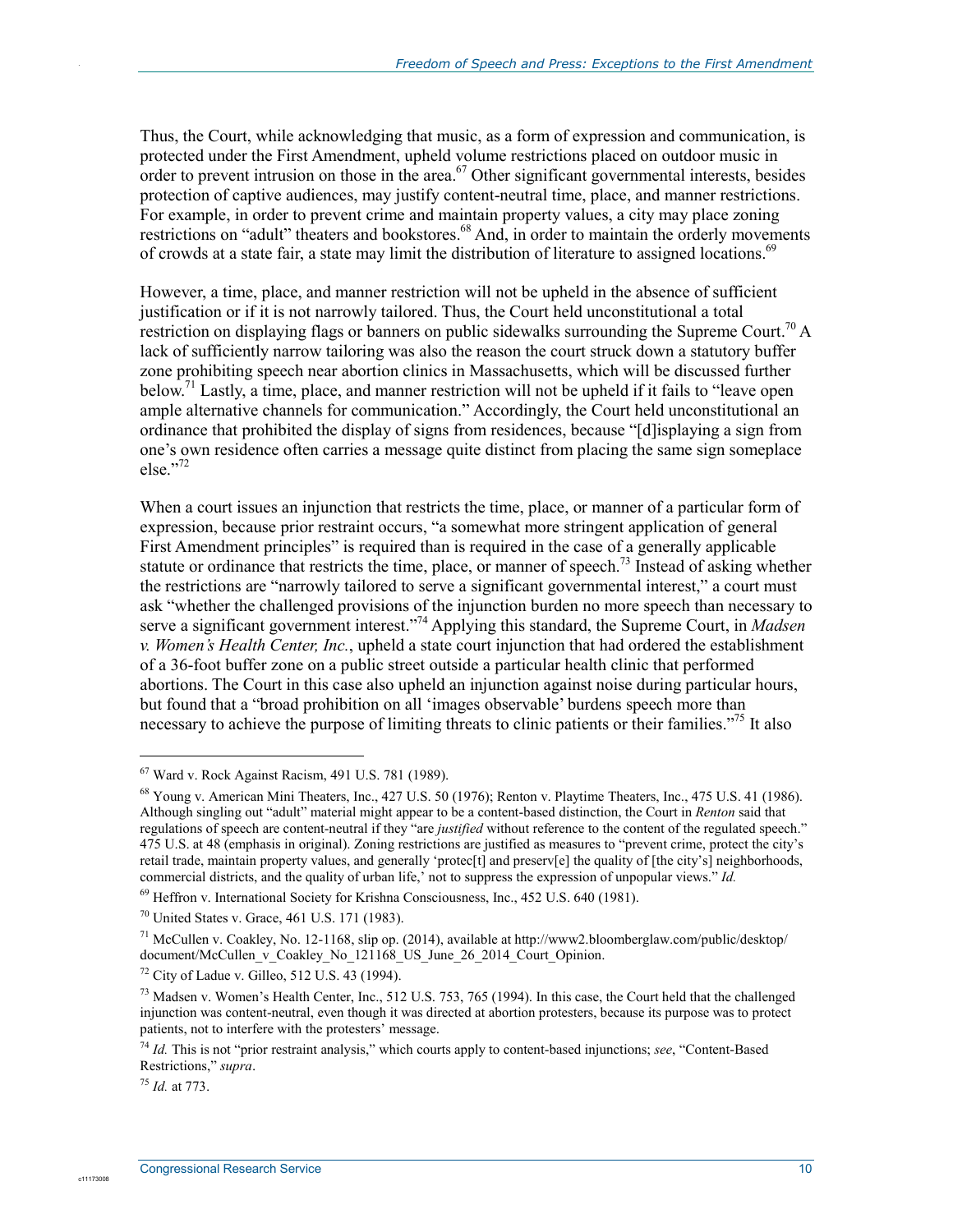Thus, the Court, while acknowledging that music, as a form of expression and communication, is protected under the First Amendment, upheld volume restrictions placed on outdoor music in order to prevent intrusion on those in the area.[67] Other significant governmental interests, besides protection of captive audiences, may justify content-neutral time, place, and manner restrictions. For example, in order to prevent crime and maintain property values, a city may place zoning restrictions on "adult" theaters and bookstores.[68] And, in order to maintain the orderly movements of crowds at a state fair, a state may limit the distribution of literature to assigned locations.[69]

However, a time, place, and manner restriction will not be upheld in the absence of sufficient justification or if it is not narrowly tailored. Thus, the Court held unconstitutional a total restriction on displaying flags or banners on public sidewalks surrounding the Supreme Court.[70] A lack of sufficiently narrow tailoring was also the reason the court struck down a statutory buffer zone prohibiting speech near abortion clinics in Massachusetts, which will be discussed further below.[71] Lastly, a time, place, and manner restriction will not be upheld if it fails to "leave open ample alternative channels for communication." Accordingly, the Court held unconstitutional an ordinance that prohibited the display of signs from residences, because "[d]isplaying a sign from one's own residence often carries a message quite distinct from placing the same sign someplace else."[72]

When a court issues an injunction that restricts the time, place, or manner of a particular form of expression, because prior restraint occurs, "a somewhat more stringent application of general First Amendment principles" is required than is required in the case of a generally applicable statute or ordinance that restricts the time, place, or manner of speech.[73] Instead of asking whether the restrictions are "narrowly tailored to serve a significant governmental interest," a court must ask "whether the challenged provisions of the injunction burden no more speech than necessary to serve a significant government interest."[74] Applying this standard, the Supreme Court, in *Madsen v. Women's Health Center, Inc.*, upheld a state court injunction that had ordered the establishment of a 36-foot buffer zone on a public street outside a particular health clinic that performed abortions. The Court in this case also upheld an injunction against noise during particular hours, but found that a "broad prohibition on all 'images observable' burdens speech more than necessary to achieve the purpose of limiting threats to clinic patients or their families."[75] It also

---

[67] Ward v. Rock Against Racism, 491 U.S. 781 (1989).

[68] Young v. American Mini Theaters, Inc., 427 U.S. 50 (1976); Renton v. Playtime Theaters, Inc., 475 U.S. 41 (1986). Although singling out "adult" material might appear to be a content-based distinction, the Court in *Renton* said that regulations of speech are content-neutral if they "are *justified* without reference to the content of the regulated speech." 475 U.S. at 48 (emphasis in original). Zoning restrictions are justified as measures to "prevent crime, protect the city's retail trade, maintain property values, and generally 'protec[t] and preserv[e] the quality of [the city's] neighborhoods, commercial districts, and the quality of urban life,' not to suppress the expression of unpopular views." *Id.*

[69] Heffron v. International Society for Krishna Consciousness, Inc., 452 U.S. 640 (1981).

[70] United States v. Grace, 461 U.S. 171 (1983).

[71] McCullen v. Coakley, No. 12-1168, slip op. (2014), available at http://www2.bloomberglaw.com/public/desktop/document/McCullen_v_Coakley_No_121168_US_June_26_2014_Court_Opinion.

[72] City of Ladue v. Gilleo, 512 U.S. 43 (1994).

[73] Madsen v. Women's Health Center, Inc., 512 U.S. 753, 765 (1994). In this case, the Court held that the challenged injunction was content-neutral, even though it was directed at abortion protesters, because its purpose was to protect patients, not to interfere with the protesters' message.

[74] *Id.* This is not "prior restraint analysis," which courts apply to content-based injunctions; *see*, "Content-Based Restrictions," *supra*.

[75] *Id.* at 773.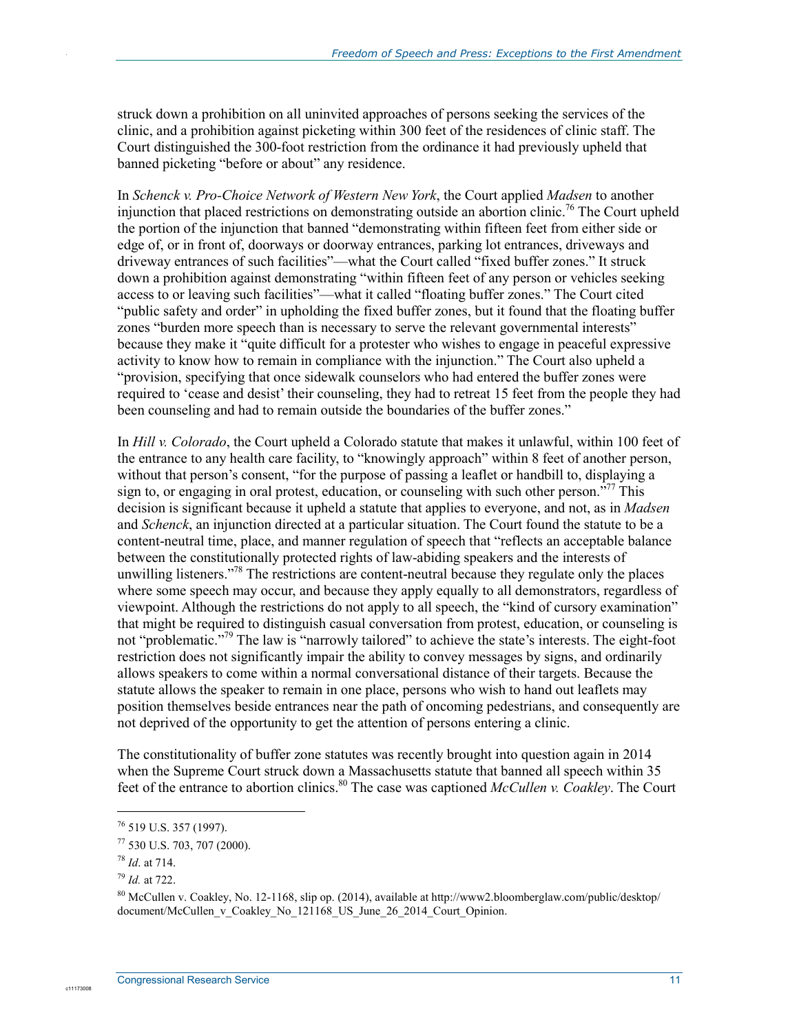struck down a prohibition on all uninvited approaches of persons seeking the services of the clinic, and a prohibition against picketing within 300 feet of the residences of clinic staff. The Court distinguished the 300-foot restriction from the ordinance it had previously upheld that banned picketing "before or about" any residence.

In *Schenck v. Pro-Choice Network of Western New York*, the Court applied *Madsen* to another injunction that placed restrictions on demonstrating outside an abortion clinic.[76] The Court upheld the portion of the injunction that banned "demonstrating within fifteen feet from either side or edge of, or in front of, doorways or doorway entrances, parking lot entrances, driveways and driveway entrances of such facilities"—what the Court called "fixed buffer zones." It struck down a prohibition against demonstrating "within fifteen feet of any person or vehicles seeking access to or leaving such facilities"—what it called "floating buffer zones." The Court cited "public safety and order" in upholding the fixed buffer zones, but it found that the floating buffer zones "burden more speech than is necessary to serve the relevant governmental interests" because they make it "quite difficult for a protester who wishes to engage in peaceful expressive activity to know how to remain in compliance with the injunction." The Court also upheld a "provision, specifying that once sidewalk counselors who had entered the buffer zones were required to 'cease and desist' their counseling, they had to retreat 15 feet from the people they had been counseling and had to remain outside the boundaries of the buffer zones."

In *Hill v. Colorado*, the Court upheld a Colorado statute that makes it unlawful, within 100 feet of the entrance to any health care facility, to "knowingly approach" within 8 feet of another person, without that person's consent, "for the purpose of passing a leaflet or handbill to, displaying a sign to, or engaging in oral protest, education, or counseling with such other person."[77] This decision is significant because it upheld a statute that applies to everyone, and not, as in *Madsen* and *Schenck*, an injunction directed at a particular situation. The Court found the statute to be a content-neutral time, place, and manner regulation of speech that "reflects an acceptable balance between the constitutionally protected rights of law-abiding speakers and the interests of unwilling listeners."[78] The restrictions are content-neutral because they regulate only the places where some speech may occur, and because they apply equally to all demonstrators, regardless of viewpoint. Although the restrictions do not apply to all speech, the "kind of cursory examination" that might be required to distinguish casual conversation from protest, education, or counseling is not "problematic."[79] The law is "narrowly tailored" to achieve the state's interests. The eight-foot restriction does not significantly impair the ability to convey messages by signs, and ordinarily allows speakers to come within a normal conversational distance of their targets. Because the statute allows the speaker to remain in one place, persons who wish to hand out leaflets may position themselves beside entrances near the path of oncoming pedestrians, and consequently are not deprived of the opportunity to get the attention of persons entering a clinic.

The constitutionality of buffer zone statutes was recently brought into question again in 2014 when the Supreme Court struck down a Massachusetts statute that banned all speech within 35 feet of the entrance to abortion clinics.[80] The case was captioned *McCullen v. Coakley*. The Court

---

[76] 519 U.S. 357 (1997).

[77] 530 U.S. 703, 707 (2000).

[78] *Id*. at 714.

[79] *Id.* at 722.

[80] McCullen v. Coakley, No. 12-1168, slip op. (2014), available at http://www2.bloomberglaw.com/public/desktop/document/McCullen_v_Coakley_No_121168_US_June_26_2014_Court_Opinion.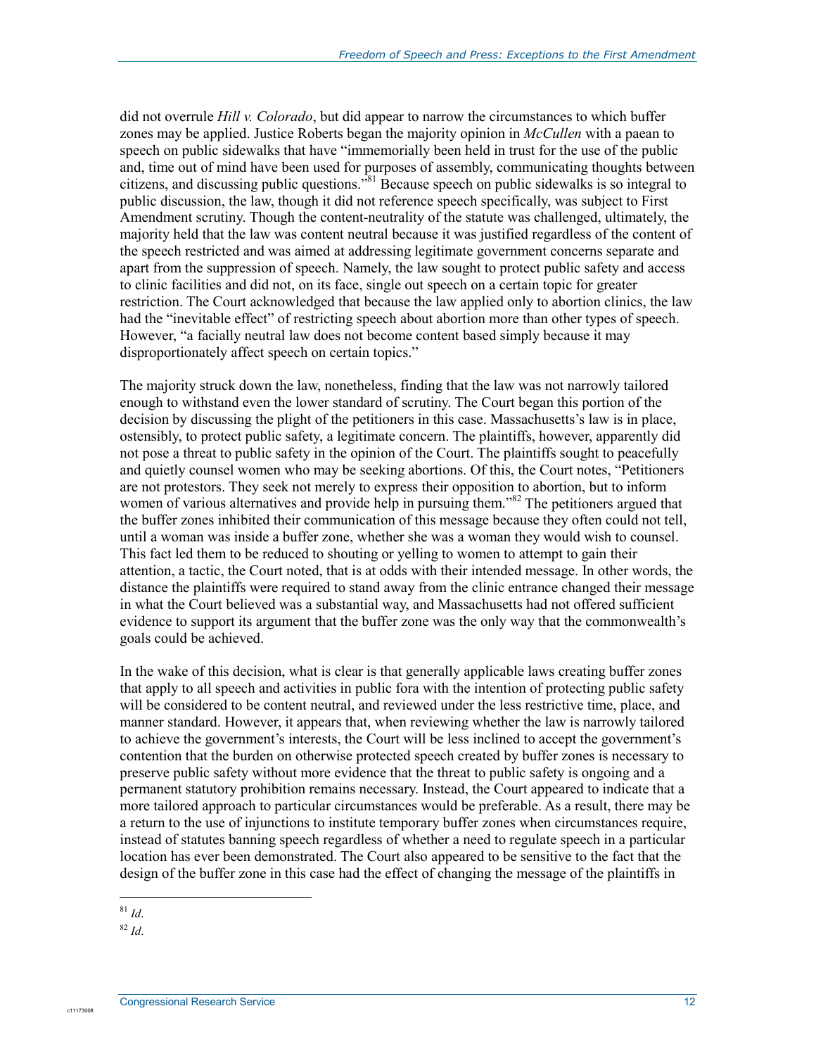did not overrule *Hill v. Colorado*, but did appear to narrow the circumstances to which buffer zones may be applied. Justice Roberts began the majority opinion in *McCullen* with a paean to speech on public sidewalks that have "immemorially been held in trust for the use of the public and, time out of mind have been used for purposes of assembly, communicating thoughts between citizens, and discussing public questions."[81] Because speech on public sidewalks is so integral to public discussion, the law, though it did not reference speech specifically, was subject to First Amendment scrutiny. Though the content-neutrality of the statute was challenged, ultimately, the majority held that the law was content neutral because it was justified regardless of the content of the speech restricted and was aimed at addressing legitimate government concerns separate and apart from the suppression of speech. Namely, the law sought to protect public safety and access to clinic facilities and did not, on its face, single out speech on a certain topic for greater restriction. The Court acknowledged that because the law applied only to abortion clinics, the law had the "inevitable effect" of restricting speech about abortion more than other types of speech. However, "a facially neutral law does not become content based simply because it may disproportionately affect speech on certain topics."

The majority struck down the law, nonetheless, finding that the law was not narrowly tailored enough to withstand even the lower standard of scrutiny. The Court began this portion of the decision by discussing the plight of the petitioners in this case. Massachusetts's law is in place, ostensibly, to protect public safety, a legitimate concern. The plaintiffs, however, apparently did not pose a threat to public safety in the opinion of the Court. The plaintiffs sought to peacefully and quietly counsel women who may be seeking abortions. Of this, the Court notes, "Petitioners are not protestors. They seek not merely to express their opposition to abortion, but to inform women of various alternatives and provide help in pursuing them."[82] The petitioners argued that the buffer zones inhibited their communication of this message because they often could not tell, until a woman was inside a buffer zone, whether she was a woman they would wish to counsel. This fact led them to be reduced to shouting or yelling to women to attempt to gain their attention, a tactic, the Court noted, that is at odds with their intended message. In other words, the distance the plaintiffs were required to stand away from the clinic entrance changed their message in what the Court believed was a substantial way, and Massachusetts had not offered sufficient evidence to support its argument that the buffer zone was the only way that the commonwealth's goals could be achieved.

In the wake of this decision, what is clear is that generally applicable laws creating buffer zones that apply to all speech and activities in public fora with the intention of protecting public safety will be considered to be content neutral, and reviewed under the less restrictive time, place, and manner standard. However, it appears that, when reviewing whether the law is narrowly tailored to achieve the government's interests, the Court will be less inclined to accept the government's contention that the burden on otherwise protected speech created by buffer zones is necessary to preserve public safety without more evidence that the threat to public safety is ongoing and a permanent statutory prohibition remains necessary. Instead, the Court appeared to indicate that a more tailored approach to particular circumstances would be preferable. As a result, there may be a return to the use of injunctions to institute temporary buffer zones when circumstances require, instead of statutes banning speech regardless of whether a need to regulate speech in a particular location has ever been demonstrated. The Court also appeared to be sensitive to the fact that the design of the buffer zone in this case had the effect of changing the message of the plaintiffs in

---

[81] *Id*.

[82] *Id*.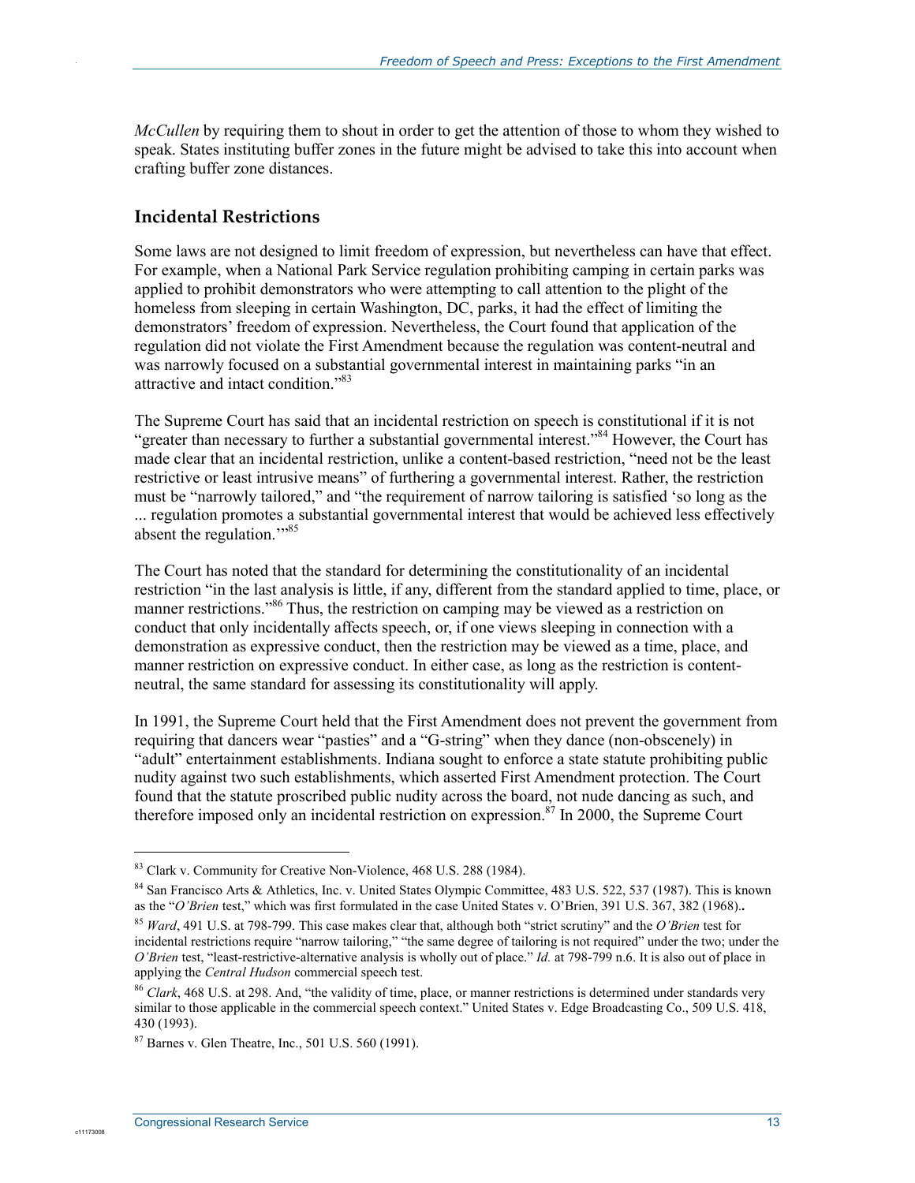*McCullen* by requiring them to shout in order to get the attention of those to whom they wished to speak. States instituting buffer zones in the future might be advised to take this into account when crafting buffer zone distances.

## Incidental Restrictions

Some laws are not designed to limit freedom of expression, but nevertheless can have that effect. For example, when a National Park Service regulation prohibiting camping in certain parks was applied to prohibit demonstrators who were attempting to call attention to the plight of the homeless from sleeping in certain Washington, DC, parks, it had the effect of limiting the demonstrators' freedom of expression. Nevertheless, the Court found that application of the regulation did not violate the First Amendment because the regulation was content-neutral and was narrowly focused on a substantial governmental interest in maintaining parks "in an attractive and intact condition."[83]

The Supreme Court has said that an incidental restriction on speech is constitutional if it is not "greater than necessary to further a substantial governmental interest."[84] However, the Court has made clear that an incidental restriction, unlike a content-based restriction, "need not be the least restrictive or least intrusive means" of furthering a governmental interest. Rather, the restriction must be "narrowly tailored," and "the requirement of narrow tailoring is satisfied 'so long as the ... regulation promotes a substantial governmental interest that would be achieved less effectively absent the regulation.'"[85]

The Court has noted that the standard for determining the constitutionality of an incidental restriction "in the last analysis is little, if any, different from the standard applied to time, place, or manner restrictions."[86] Thus, the restriction on camping may be viewed as a restriction on conduct that only incidentally affects speech, or, if one views sleeping in connection with a demonstration as expressive conduct, then the restriction may be viewed as a time, place, and manner restriction on expressive conduct. In either case, as long as the restriction is content-neutral, the same standard for assessing its constitutionality will apply.

In 1991, the Supreme Court held that the First Amendment does not prevent the government from requiring that dancers wear "pasties" and a "G-string" when they dance (non-obscenely) in "adult" entertainment establishments. Indiana sought to enforce a state statute prohibiting public nudity against two such establishments, which asserted First Amendment protection. The Court found that the statute proscribed public nudity across the board, not nude dancing as such, and therefore imposed only an incidental restriction on expression.[87] In 2000, the Supreme Court

---

[83] Clark v. Community for Creative Non-Violence, 468 U.S. 288 (1984).

[84] San Francisco Arts & Athletics, Inc. v. United States Olympic Committee, 483 U.S. 522, 537 (1987). This is known as the "*O'Brien* test," which was first formulated in the case United States v. O'Brien, 391 U.S. 367, 382 (1968)..

[85] *Ward*, 491 U.S. at 798-799. This case makes clear that, although both "strict scrutiny" and the *O'Brien* test for incidental restrictions require "narrow tailoring," "the same degree of tailoring is not required" under the two; under the *O'Brien* test, "least-restrictive-alternative analysis is wholly out of place." *Id.* at 798-799 n.6. It is also out of place in applying the *Central Hudson* commercial speech test.

[86] *Clark*, 468 U.S. at 298. And, "the validity of time, place, or manner restrictions is determined under standards very similar to those applicable in the commercial speech context." United States v. Edge Broadcasting Co., 509 U.S. 418, 430 (1993).

[87] Barnes v. Glen Theatre, Inc., 501 U.S. 560 (1991).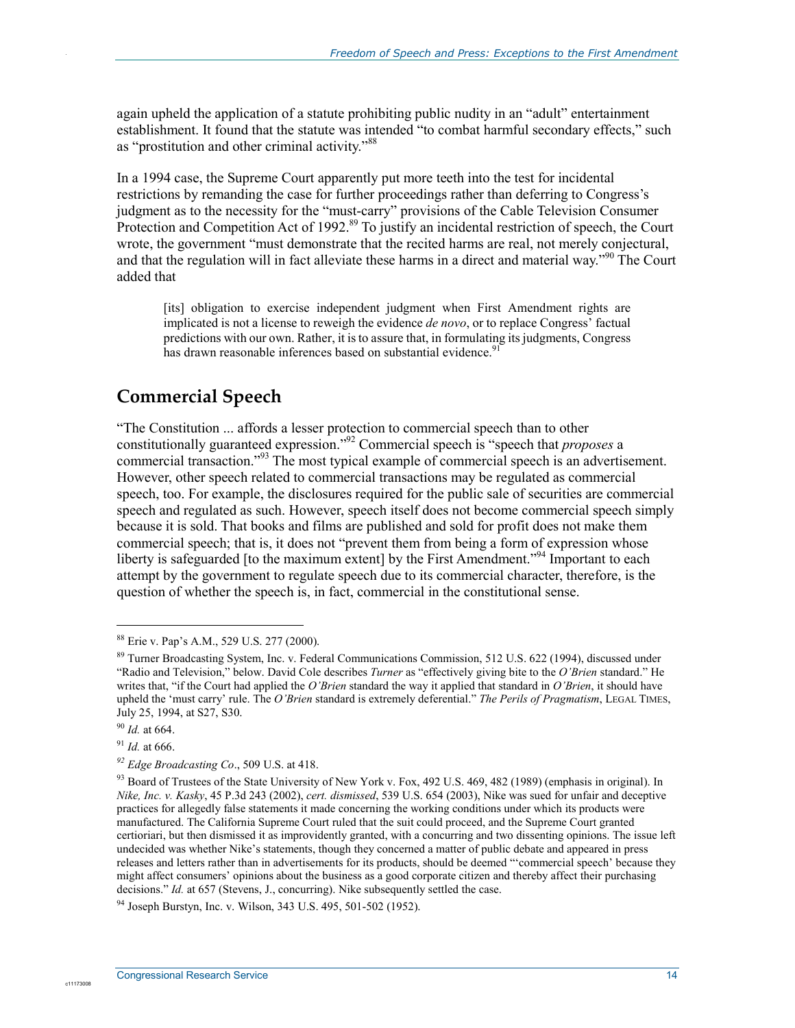again upheld the application of a statute prohibiting public nudity in an "adult" entertainment establishment. It found that the statute was intended "to combat harmful secondary effects," such as "prostitution and other criminal activity."[88]

In a 1994 case, the Supreme Court apparently put more teeth into the test for incidental restrictions by remanding the case for further proceedings rather than deferring to Congress's judgment as to the necessity for the "must-carry" provisions of the Cable Television Consumer Protection and Competition Act of 1992.[89] To justify an incidental restriction of speech, the Court wrote, the government "must demonstrate that the recited harms are real, not merely conjectural, and that the regulation will in fact alleviate these harms in a direct and material way."[90] The Court added that

> [its] obligation to exercise independent judgment when First Amendment rights are implicated is not a license to reweigh the evidence *de novo*, or to replace Congress' factual predictions with our own. Rather, it is to assure that, in formulating its judgments, Congress has drawn reasonable inferences based on substantial evidence.[91]

## Commercial Speech

"The Constitution ... affords a lesser protection to commercial speech than to other constitutionally guaranteed expression."[92] Commercial speech is "speech that *proposes* a commercial transaction."[93] The most typical example of commercial speech is an advertisement. However, other speech related to commercial transactions may be regulated as commercial speech, too. For example, the disclosures required for the public sale of securities are commercial speech and regulated as such. However, speech itself does not become commercial speech simply because it is sold. That books and films are published and sold for profit does not make them commercial speech; that is, it does not "prevent them from being a form of expression whose liberty is safeguarded [to the maximum extent] by the First Amendment."[94] Important to each attempt by the government to regulate speech due to its commercial character, therefore, is the question of whether the speech is, in fact, commercial in the constitutional sense.

---

[88] Erie v. Pap's A.M., 529 U.S. 277 (2000).

[89] Turner Broadcasting System, Inc. v. Federal Communications Commission, 512 U.S. 622 (1994), discussed under "Radio and Television," below. David Cole describes *Turner* as "effectively giving bite to the *O'Brien* standard." He writes that, "if the Court had applied the *O'Brien* standard the way it applied that standard in *O'Brien*, it should have upheld the 'must carry' rule. The *O'Brien* standard is extremely deferential." *The Perils of Pragmatism*, LEGAL TIMES, July 25, 1994, at S27, S30.

[90] *Id.* at 664.

[91] *Id.* at 666.

[92] *Edge Broadcasting Co*., 509 U.S. at 418.

[93] Board of Trustees of the State University of New York v. Fox, 492 U.S. 469, 482 (1989) (emphasis in original). In *Nike, Inc. v. Kasky*, 45 P.3d 243 (2002), *cert. dismissed*, 539 U.S. 654 (2003), Nike was sued for unfair and deceptive practices for allegedly false statements it made concerning the working conditions under which its products were manufactured. The California Supreme Court ruled that the suit could proceed, and the Supreme Court granted certiorari, but then dismissed it as improvidently granted, with a concurring and two dissenting opinions. The issue left undecided was whether Nike's statements, though they concerned a matter of public debate and appeared in press releases and letters rather than in advertisements for its products, should be deemed "'commercial speech' because they might affect consumers' opinions about the business as a good corporate citizen and thereby affect their purchasing decisions." *Id.* at 657 (Stevens, J., concurring). Nike subsequently settled the case.

[94] Joseph Burstyn, Inc. v. Wilson, 343 U.S. 495, 501-502 (1952).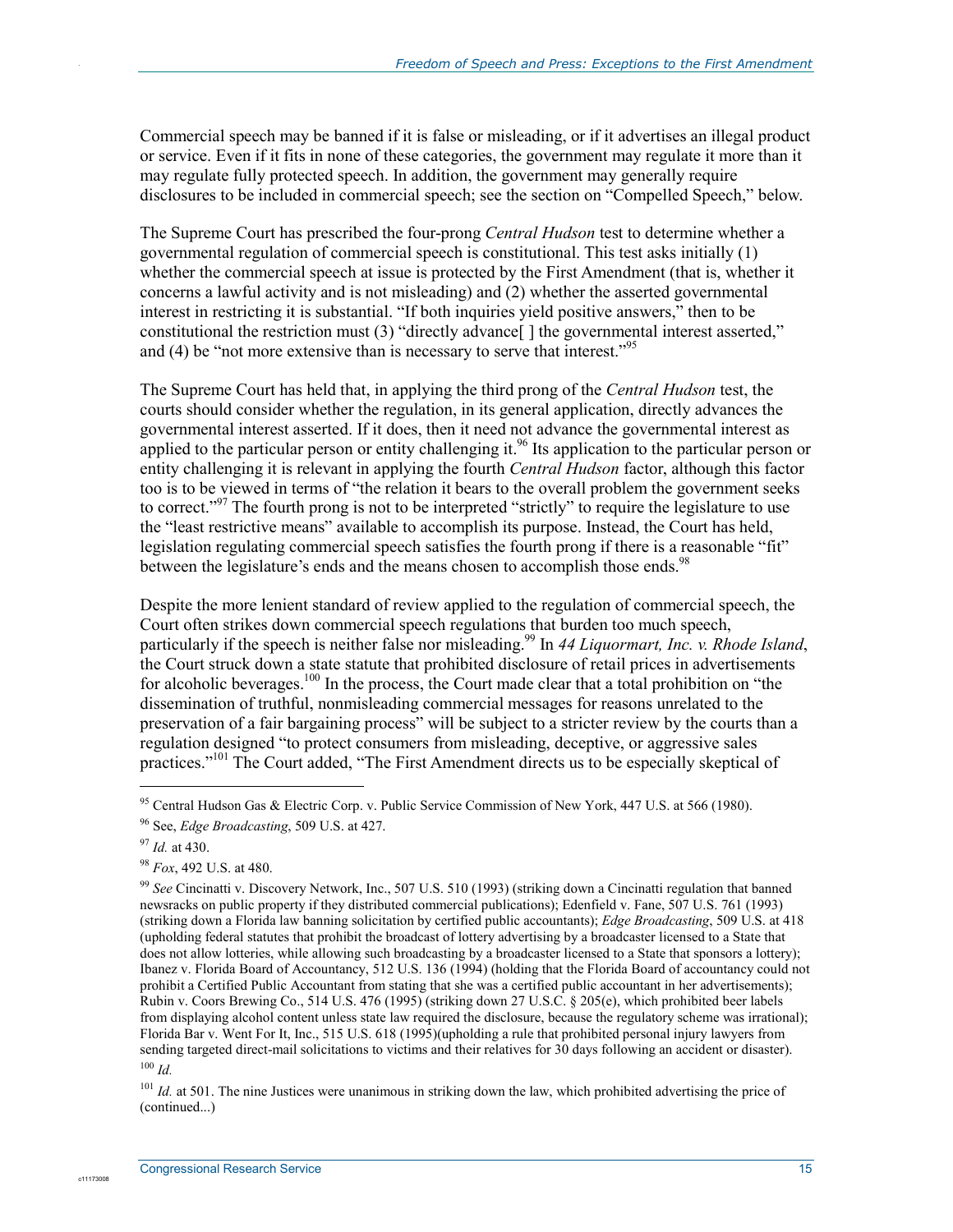Commercial speech may be banned if it is false or misleading, or if it advertises an illegal product or service. Even if it fits in none of these categories, the government may regulate it more than it may regulate fully protected speech. In addition, the government may generally require disclosures to be included in commercial speech; see the section on "Compelled Speech," below.

The Supreme Court has prescribed the four-prong *Central Hudson* test to determine whether a governmental regulation of commercial speech is constitutional. This test asks initially (1) whether the commercial speech at issue is protected by the First Amendment (that is, whether it concerns a lawful activity and is not misleading) and (2) whether the asserted governmental interest in restricting it is substantial. "If both inquiries yield positive answers," then to be constitutional the restriction must (3) "directly advance[ ] the governmental interest asserted," and (4) be "not more extensive than is necessary to serve that interest."[95]

The Supreme Court has held that, in applying the third prong of the *Central Hudson* test, the courts should consider whether the regulation, in its general application, directly advances the governmental interest asserted. If it does, then it need not advance the governmental interest as applied to the particular person or entity challenging it.[96] Its application to the particular person or entity challenging it is relevant in applying the fourth *Central Hudson* factor, although this factor too is to be viewed in terms of "the relation it bears to the overall problem the government seeks to correct."[97] The fourth prong is not to be interpreted "strictly" to require the legislature to use the "least restrictive means" available to accomplish its purpose. Instead, the Court has held, legislation regulating commercial speech satisfies the fourth prong if there is a reasonable "fit" between the legislature's ends and the means chosen to accomplish those ends.[98]

Despite the more lenient standard of review applied to the regulation of commercial speech, the Court often strikes down commercial speech regulations that burden too much speech, particularly if the speech is neither false nor misleading.[99] In *44 Liquormart, Inc. v. Rhode Island*, the Court struck down a state statute that prohibited disclosure of retail prices in advertisements for alcoholic beverages.[100] In the process, the Court made clear that a total prohibition on "the dissemination of truthful, nonmisleading commercial messages for reasons unrelated to the preservation of a fair bargaining process" will be subject to a stricter review by the courts than a regulation designed "to protect consumers from misleading, deceptive, or aggressive sales practices."[101] The Court added, "The First Amendment directs us to be especially skeptical of

---

[95] Central Hudson Gas & Electric Corp. v. Public Service Commission of New York, 447 U.S. at 566 (1980).

[96] See, *Edge Broadcasting*, 509 U.S. at 427.

[97] *Id.* at 430.

[98] *Fox*, 492 U.S. at 480.

[99] *See* Cincinatti v. Discovery Network, Inc., 507 U.S. 510 (1993) (striking down a Cincinatti regulation that banned newsracks on public property if they distributed commercial publications); Edenfield v. Fane, 507 U.S. 761 (1993) (striking down a Florida law banning solicitation by certified public accountants); *Edge Broadcasting*, 509 U.S. at 418 (upholding federal statutes that prohibit the broadcast of lottery advertising by a broadcaster licensed to a State that does not allow lotteries, while allowing such broadcasting by a broadcaster licensed to a State that sponsors a lottery); Ibanez v. Florida Board of Accountancy, 512 U.S. 136 (1994) (holding that the Florida Board of accountancy could not prohibit a Certified Public Accountant from stating that she was a certified public accountant in her advertisements); Rubin v. Coors Brewing Co., 514 U.S. 476 (1995) (striking down 27 U.S.C. § 205(e), which prohibited beer labels from displaying alcohol content unless state law required the disclosure, because the regulatory scheme was irrational); Florida Bar v. Went For It, Inc., 515 U.S. 618 (1995)(upholding a rule that prohibited personal injury lawyers from sending targeted direct-mail solicitations to victims and their relatives for 30 days following an accident or disaster).

[100] *Id.*

[101] *Id.* at 501. The nine Justices were unanimous in striking down the law, which prohibited advertising the price of (continued...)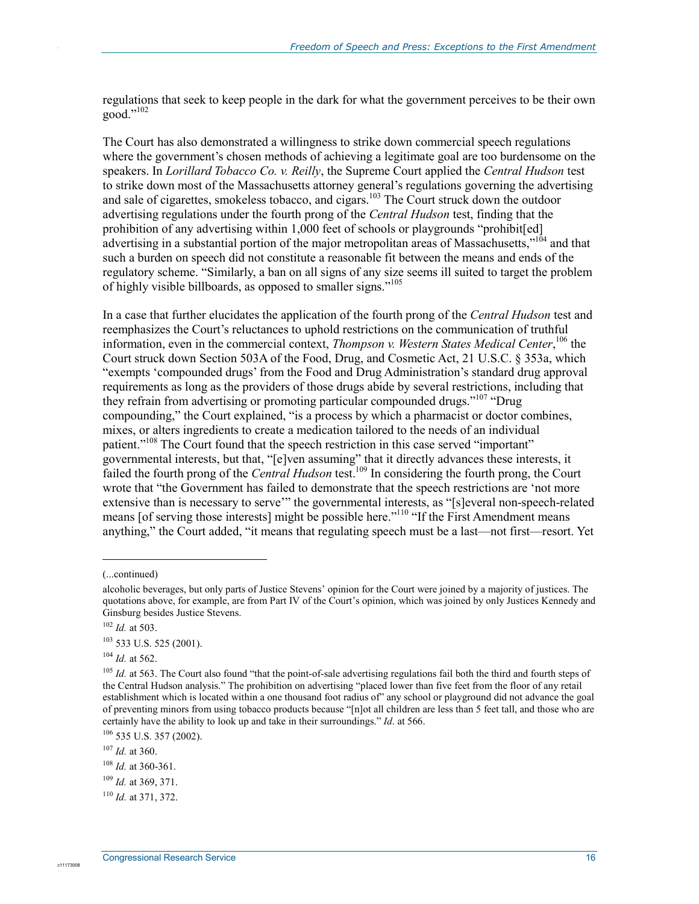regulations that seek to keep people in the dark for what the government perceives to be their own good."[102]

The Court has also demonstrated a willingness to strike down commercial speech regulations where the government's chosen methods of achieving a legitimate goal are too burdensome on the speakers. In *Lorillard Tobacco Co. v. Reilly*, the Supreme Court applied the *Central Hudson* test to strike down most of the Massachusetts attorney general's regulations governing the advertising and sale of cigarettes, smokeless tobacco, and cigars.[103] The Court struck down the outdoor advertising regulations under the fourth prong of the *Central Hudson* test, finding that the prohibition of any advertising within 1,000 feet of schools or playgrounds "prohibit[ed] advertising in a substantial portion of the major metropolitan areas of Massachusetts,"[104] and that such a burden on speech did not constitute a reasonable fit between the means and ends of the regulatory scheme. "Similarly, a ban on all signs of any size seems ill suited to target the problem of highly visible billboards, as opposed to smaller signs."[105]

In a case that further elucidates the application of the fourth prong of the *Central Hudson* test and reemphasizes the Court's reluctances to uphold restrictions on the communication of truthful information, even in the commercial context, *Thompson v. Western States Medical Center*,[106] the Court struck down Section 503A of the Food, Drug, and Cosmetic Act, 21 U.S.C. § 353a, which "exempts 'compounded drugs' from the Food and Drug Administration's standard drug approval requirements as long as the providers of those drugs abide by several restrictions, including that they refrain from advertising or promoting particular compounded drugs."[107] "Drug compounding," the Court explained, "is a process by which a pharmacist or doctor combines, mixes, or alters ingredients to create a medication tailored to the needs of an individual patient."[108] The Court found that the speech restriction in this case served "important" governmental interests, but that, "[e]ven assuming" that it directly advances these interests, it failed the fourth prong of the *Central Hudson* test.[109] In considering the fourth prong, the Court wrote that "the Government has failed to demonstrate that the speech restrictions are 'not more extensive than is necessary to serve'" the governmental interests, as "[s]everal non-speech-related means [of serving those interests] might be possible here."[110] "If the First Amendment means anything," the Court added, "it means that regulating speech must be a last—not first—resort. Yet

---

(...continued)

alcoholic beverages, but only parts of Justice Stevens' opinion for the Court were joined by a majority of justices. The quotations above, for example, are from Part IV of the Court's opinion, which was joined by only Justices Kennedy and Ginsburg besides Justice Stevens.

[102] *Id.* at 503.

[103] 533 U.S. 525 (2001).

[104] *Id.* at 562.

[105] *Id.* at 563. The Court also found "that the point-of-sale advertising regulations fail both the third and fourth steps of the Central Hudson analysis." The prohibition on advertising "placed lower than five feet from the floor of any retail establishment which is located within a one thousand foot radius of" any school or playground did not advance the goal of preventing minors from using tobacco products because "[n]ot all children are less than 5 feet tall, and those who are certainly have the ability to look up and take in their surroundings." *Id*. at 566.

[106] 535 U.S. 357 (2002).

[107] *Id.* at 360.

[108] *Id.* at 360-361.

[109] *Id.* at 369, 371.

[110] *Id.* at 371, 372.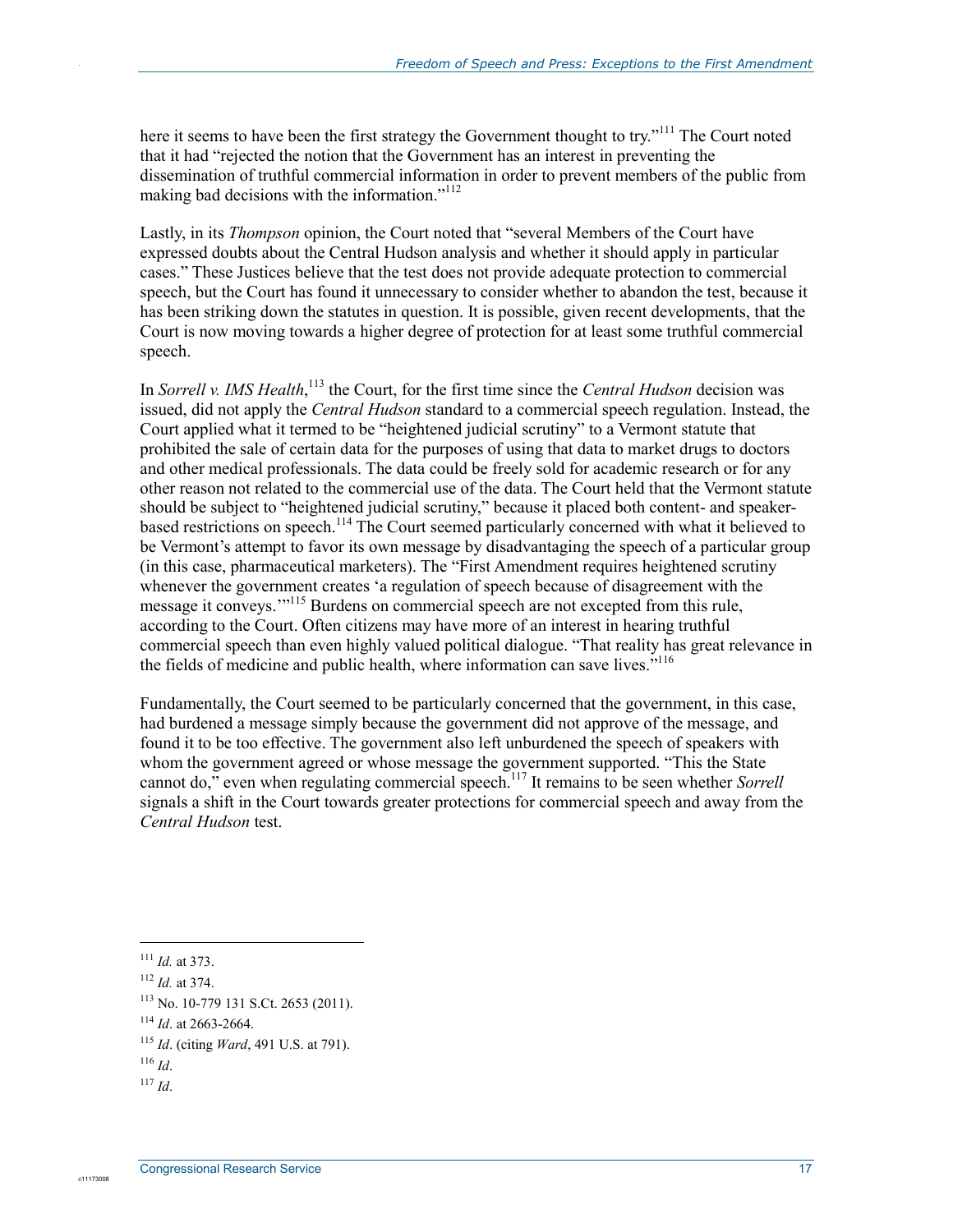here it seems to have been the first strategy the Government thought to try."[111] The Court noted that it had "rejected the notion that the Government has an interest in preventing the dissemination of truthful commercial information in order to prevent members of the public from making bad decisions with the information."[112]

Lastly, in its *Thompson* opinion, the Court noted that "several Members of the Court have expressed doubts about the Central Hudson analysis and whether it should apply in particular cases." These Justices believe that the test does not provide adequate protection to commercial speech, but the Court has found it unnecessary to consider whether to abandon the test, because it has been striking down the statutes in question. It is possible, given recent developments, that the Court is now moving towards a higher degree of protection for at least some truthful commercial speech.

In *Sorrell v. IMS Health*,[113] the Court, for the first time since the *Central Hudson* decision was issued, did not apply the *Central Hudson* standard to a commercial speech regulation. Instead, the Court applied what it termed to be "heightened judicial scrutiny" to a Vermont statute that prohibited the sale of certain data for the purposes of using that data to market drugs to doctors and other medical professionals. The data could be freely sold for academic research or for any other reason not related to the commercial use of the data. The Court held that the Vermont statute should be subject to "heightened judicial scrutiny," because it placed both content- and speaker-based restrictions on speech.[114] The Court seemed particularly concerned with what it believed to be Vermont's attempt to favor its own message by disadvantaging the speech of a particular group (in this case, pharmaceutical marketers). The "First Amendment requires heightened scrutiny whenever the government creates 'a regulation of speech because of disagreement with the message it conveys.'"[115] Burdens on commercial speech are not excepted from this rule, according to the Court. Often citizens may have more of an interest in hearing truthful commercial speech than even highly valued political dialogue. "That reality has great relevance in the fields of medicine and public health, where information can save lives."[116]

Fundamentally, the Court seemed to be particularly concerned that the government, in this case, had burdened a message simply because the government did not approve of the message, and found it to be too effective. The government also left unburdened the speech of speakers with whom the government agreed or whose message the government supported. "This the State cannot do," even when regulating commercial speech.[117] It remains to be seen whether *Sorrell* signals a shift in the Court towards greater protections for commercial speech and away from the *Central Hudson* test.

---

[111] *Id.* at 373.

[112] *Id.* at 374.

[113] No. 10-779 131 S.Ct. 2653 (2011).

[114] *Id*. at 2663-2664.

[115] *Id*. (citing *Ward*, 491 U.S. at 791).

[116] *Id*.

[117] *Id*.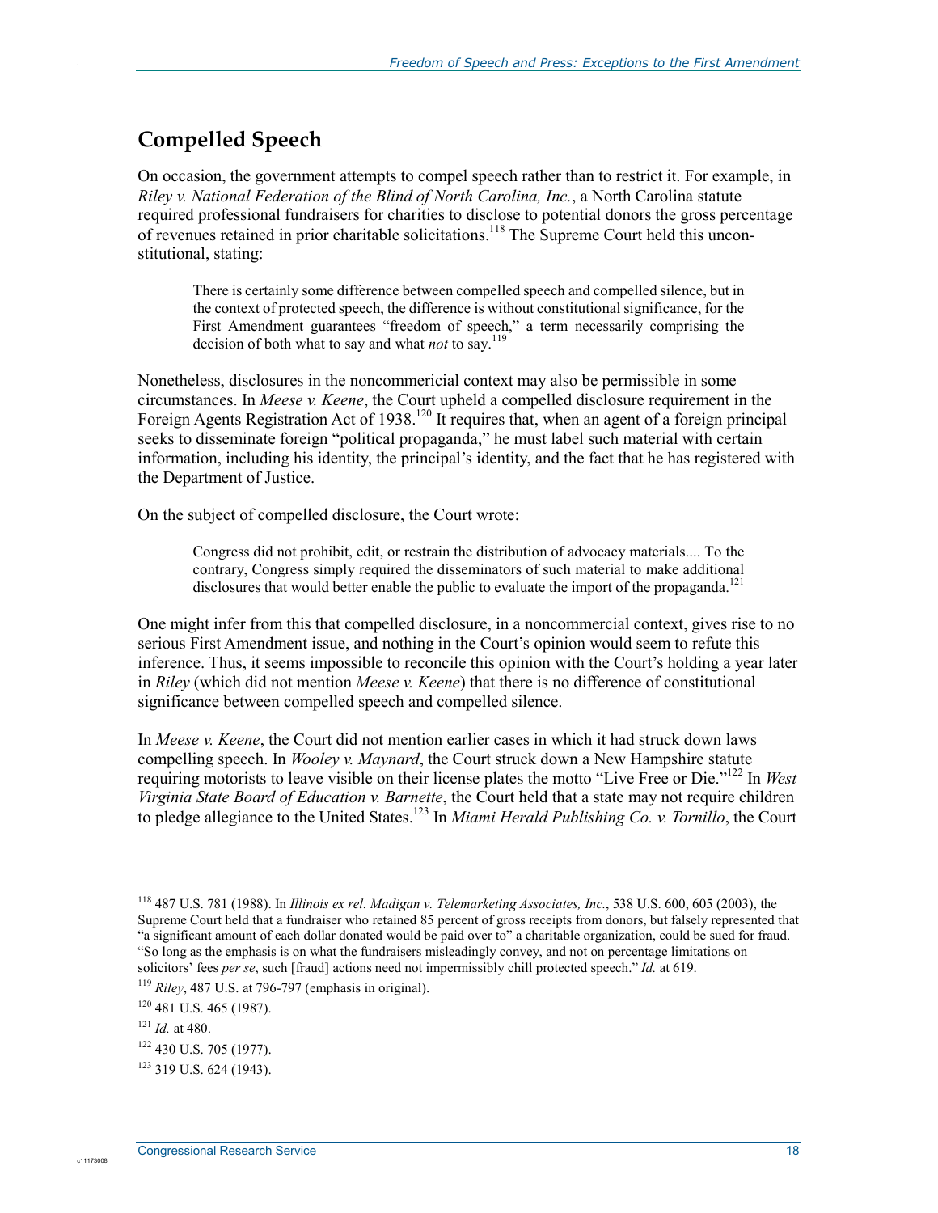## Compelled Speech

On occasion, the government attempts to compel speech rather than to restrict it. For example, in *Riley v. National Federation of the Blind of North Carolina, Inc.*, a North Carolina statute required professional fundraisers for charities to disclose to potential donors the gross percentage of revenues retained in prior charitable solicitations.[118] The Supreme Court held this unconstitutional, stating:

> There is certainly some difference between compelled speech and compelled silence, but in the context of protected speech, the difference is without constitutional significance, for the First Amendment guarantees "freedom of speech," a term necessarily comprising the decision of both what to say and what *not* to say.[119]

Nonetheless, disclosures in the noncommericial context may also be permissible in some circumstances. In *Meese v. Keene*, the Court upheld a compelled disclosure requirement in the Foreign Agents Registration Act of 1938.[120] It requires that, when an agent of a foreign principal seeks to disseminate foreign "political propaganda," he must label such material with certain information, including his identity, the principal's identity, and the fact that he has registered with the Department of Justice.

On the subject of compelled disclosure, the Court wrote:

> Congress did not prohibit, edit, or restrain the distribution of advocacy materials.... To the contrary, Congress simply required the disseminators of such material to make additional disclosures that would better enable the public to evaluate the import of the propaganda.[121]

One might infer from this that compelled disclosure, in a noncommercial context, gives rise to no serious First Amendment issue, and nothing in the Court's opinion would seem to refute this inference. Thus, it seems impossible to reconcile this opinion with the Court's holding a year later in *Riley* (which did not mention *Meese v. Keene*) that there is no difference of constitutional significance between compelled speech and compelled silence.

In *Meese v. Keene*, the Court did not mention earlier cases in which it had struck down laws compelling speech. In *Wooley v. Maynard*, the Court struck down a New Hampshire statute requiring motorists to leave visible on their license plates the motto "Live Free or Die."[122] In *West Virginia State Board of Education v. Barnette*, the Court held that a state may not require children to pledge allegiance to the United States.[123] In *Miami Herald Publishing Co. v. Tornillo*, the Court

---

[118] 487 U.S. 781 (1988). In *Illinois ex rel. Madigan v. Telemarketing Associates, Inc.*, 538 U.S. 600, 605 (2003), the Supreme Court held that a fundraiser who retained 85 percent of gross receipts from donors, but falsely represented that "a significant amount of each dollar donated would be paid over to" a charitable organization, could be sued for fraud. "So long as the emphasis is on what the fundraisers misleadingly convey, and not on percentage limitations on solicitors' fees *per se*, such [fraud] actions need not impermissibly chill protected speech." *Id.* at 619.

[119] *Riley*, 487 U.S. at 796-797 (emphasis in original).

[120] 481 U.S. 465 (1987).

[121] *Id.* at 480.

[122] 430 U.S. 705 (1977).

[123] 319 U.S. 624 (1943).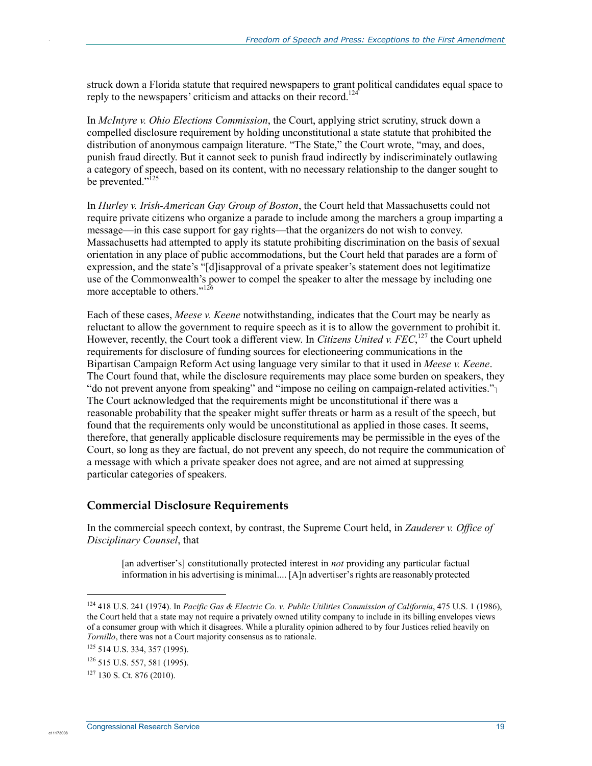struck down a Florida statute that required newspapers to grant political candidates equal space to reply to the newspapers' criticism and attacks on their record.[124]

In *McIntyre v. Ohio Elections Commission*, the Court, applying strict scrutiny, struck down a compelled disclosure requirement by holding unconstitutional a state statute that prohibited the distribution of anonymous campaign literature. "The State," the Court wrote, "may, and does, punish fraud directly. But it cannot seek to punish fraud indirectly by indiscriminately outlawing a category of speech, based on its content, with no necessary relationship to the danger sought to be prevented."[125]

In *Hurley v. Irish-American Gay Group of Boston*, the Court held that Massachusetts could not require private citizens who organize a parade to include among the marchers a group imparting a message—in this case support for gay rights—that the organizers do not wish to convey. Massachusetts had attempted to apply its statute prohibiting discrimination on the basis of sexual orientation in any place of public accommodations, but the Court held that parades are a form of expression, and the state's "[d]isapproval of a private speaker's statement does not legitimatize use of the Commonwealth's power to compel the speaker to alter the message by including one more acceptable to others."[126]

Each of these cases, *Meese v. Keene* notwithstanding, indicates that the Court may be nearly as reluctant to allow the government to require speech as it is to allow the government to prohibit it. However, recently, the Court took a different view. In *Citizens United v. FEC*,[127] the Court upheld requirements for disclosure of funding sources for electioneering communications in the Bipartisan Campaign Reform Act using language very similar to that it used in *Meese v. Keene*. The Court found that, while the disclosure requirements may place some burden on speakers, they "do not prevent anyone from speaking" and "impose no ceiling on campaign-related activities." The Court acknowledged that the requirements might be unconstitutional if there was a reasonable probability that the speaker might suffer threats or harm as a result of the speech, but found that the requirements only would be unconstitutional as applied in those cases. It seems, therefore, that generally applicable disclosure requirements may be permissible in the eyes of the Court, so long as they are factual, do not prevent any speech, do not require the communication of a message with which a private speaker does not agree, and are not aimed at suppressing particular categories of speakers.

## Commercial Disclosure Requirements

In the commercial speech context, by contrast, the Supreme Court held, in *Zauderer v. Office of Disciplinary Counsel*, that

> [an advertiser's] constitutionally protected interest in *not* providing any particular factual information in his advertising is minimal.... [A]n advertiser's rights are reasonably protected

---

[124] 418 U.S. 241 (1974). In *Pacific Gas & Electric Co. v. Public Utilities Commission of California*, 475 U.S. 1 (1986), the Court held that a state may not require a privately owned utility company to include in its billing envelopes views of a consumer group with which it disagrees. While a plurality opinion adhered to by four Justices relied heavily on *Tornillo*, there was not a Court majority consensus as to rationale.

[125] 514 U.S. 334, 357 (1995).

[126] 515 U.S. 557, 581 (1995).

[127] 130 S. Ct. 876 (2010).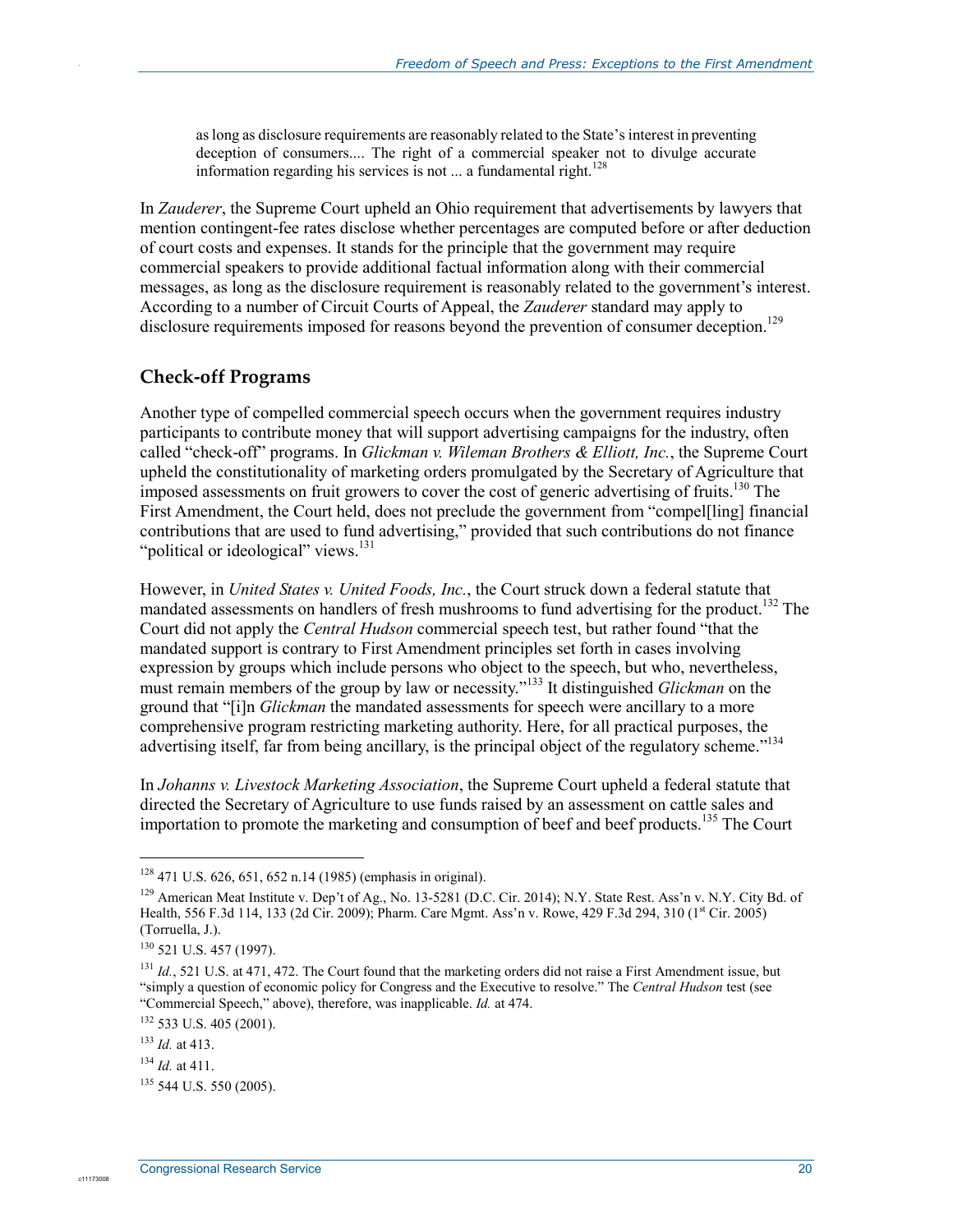> as long as disclosure requirements are reasonably related to the State's interest in preventing deception of consumers.... The right of a commercial speaker not to divulge accurate information regarding his services is not ... a fundamental right.[128]

In *Zauderer*, the Supreme Court upheld an Ohio requirement that advertisements by lawyers that mention contingent-fee rates disclose whether percentages are computed before or after deduction of court costs and expenses. It stands for the principle that the government may require commercial speakers to provide additional factual information along with their commercial messages, as long as the disclosure requirement is reasonably related to the government's interest. According to a number of Circuit Courts of Appeal, the *Zauderer* standard may apply to disclosure requirements imposed for reasons beyond the prevention of consumer deception.[129]

## Check-off Programs

Another type of compelled commercial speech occurs when the government requires industry participants to contribute money that will support advertising campaigns for the industry, often called "check-off" programs. In *Glickman v. Wileman Brothers & Elliott, Inc.*, the Supreme Court upheld the constitutionality of marketing orders promulgated by the Secretary of Agriculture that imposed assessments on fruit growers to cover the cost of generic advertising of fruits.[130] The First Amendment, the Court held, does not preclude the government from "compel[ling] financial contributions that are used to fund advertising," provided that such contributions do not finance "political or ideological" views.[131]

However, in *United States v. United Foods, Inc.*, the Court struck down a federal statute that mandated assessments on handlers of fresh mushrooms to fund advertising for the product.[132] The Court did not apply the *Central Hudson* commercial speech test, but rather found "that the mandated support is contrary to First Amendment principles set forth in cases involving expression by groups which include persons who object to the speech, but who, nevertheless, must remain members of the group by law or necessity."[133] It distinguished *Glickman* on the ground that "[i]n *Glickman* the mandated assessments for speech were ancillary to a more comprehensive program restricting marketing authority. Here, for all practical purposes, the advertising itself, far from being ancillary, is the principal object of the regulatory scheme."[134]

In *Johanns v. Livestock Marketing Association*, the Supreme Court upheld a federal statute that directed the Secretary of Agriculture to use funds raised by an assessment on cattle sales and importation to promote the marketing and consumption of beef and beef products.[135] The Court

---

[128] 471 U.S. 626, 651, 652 n.14 (1985) (emphasis in original).

[129] American Meat Institute v. Dep't of Ag., No. 13-5281 (D.C. Cir. 2014); N.Y. State Rest. Ass'n v. N.Y. City Bd. of Health, 556 F.3d 114, 133 (2d Cir. 2009); Pharm. Care Mgmt. Ass'n v. Rowe, 429 F.3d 294, 310 (1st Cir. 2005) (Torruella, J.).

[130] 521 U.S. 457 (1997).

[131] *Id.*, 521 U.S. at 471, 472. The Court found that the marketing orders did not raise a First Amendment issue, but "simply a question of economic policy for Congress and the Executive to resolve." The *Central Hudson* test (see "Commercial Speech," above), therefore, was inapplicable. *Id.* at 474.

[132] 533 U.S. 405 (2001).

[133] *Id.* at 413.

[134] *Id.* at 411.

[135] 544 U.S. 550 (2005).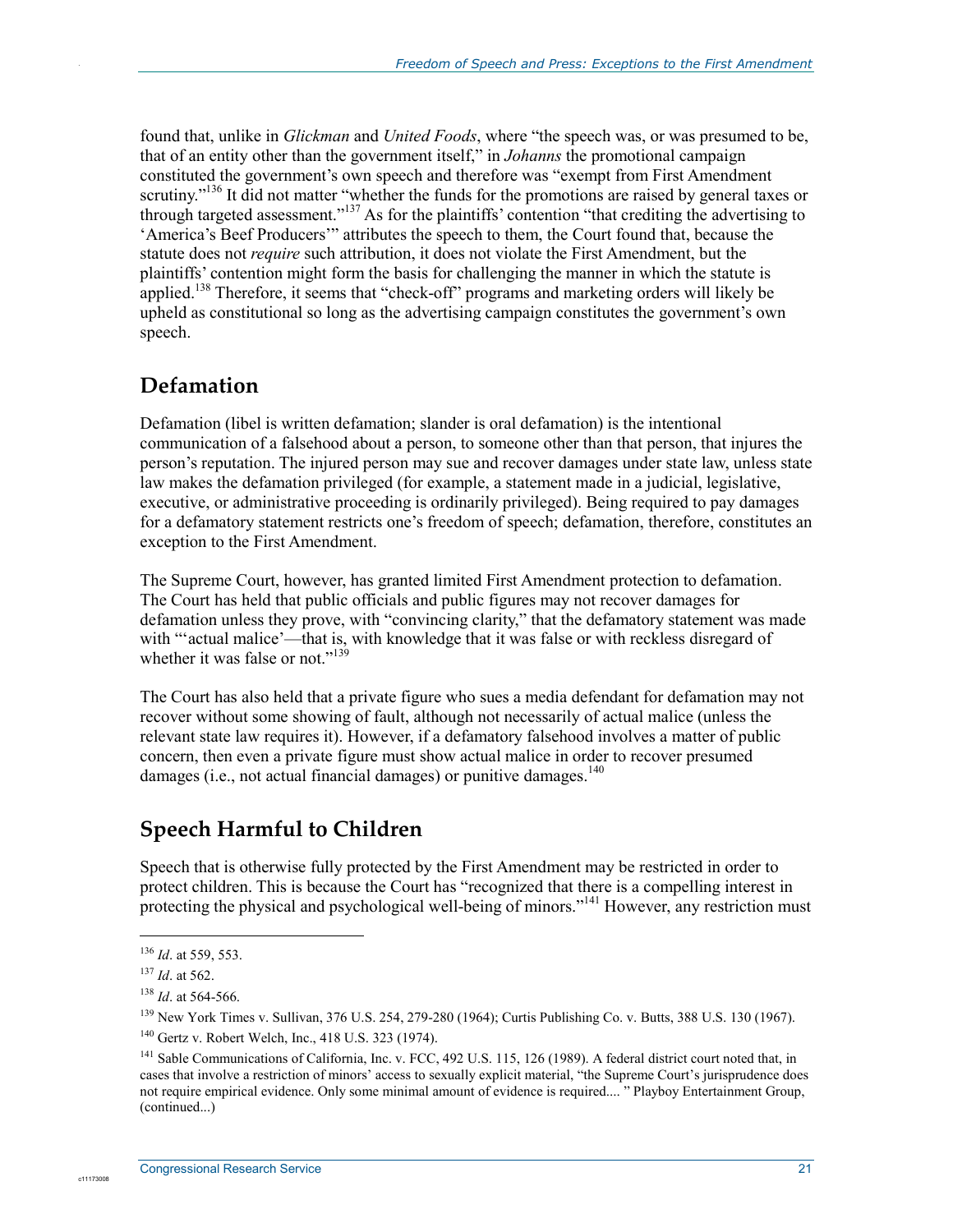found that, unlike in *Glickman* and *United Foods*, where "the speech was, or was presumed to be, that of an entity other than the government itself," in *Johanns* the promotional campaign constituted the government's own speech and therefore was "exempt from First Amendment scrutiny."[136] It did not matter "whether the funds for the promotions are raised by general taxes or through targeted assessment."[137] As for the plaintiffs' contention "that crediting the advertising to 'America's Beef Producers'" attributes the speech to them, the Court found that, because the statute does not *require* such attribution, it does not violate the First Amendment, but the plaintiffs' contention might form the basis for challenging the manner in which the statute is applied.[138] Therefore, it seems that "check-off" programs and marketing orders will likely be upheld as constitutional so long as the advertising campaign constitutes the government's own speech.

## Defamation

Defamation (libel is written defamation; slander is oral defamation) is the intentional communication of a falsehood about a person, to someone other than that person, that injures the person's reputation. The injured person may sue and recover damages under state law, unless state law makes the defamation privileged (for example, a statement made in a judicial, legislative, executive, or administrative proceeding is ordinarily privileged). Being required to pay damages for a defamatory statement restricts one's freedom of speech; defamation, therefore, constitutes an exception to the First Amendment.

The Supreme Court, however, has granted limited First Amendment protection to defamation. The Court has held that public officials and public figures may not recover damages for defamation unless they prove, with "convincing clarity," that the defamatory statement was made with "'actual malice'—that is, with knowledge that it was false or with reckless disregard of whether it was false or not."[139]

The Court has also held that a private figure who sues a media defendant for defamation may not recover without some showing of fault, although not necessarily of actual malice (unless the relevant state law requires it). However, if a defamatory falsehood involves a matter of public concern, then even a private figure must show actual malice in order to recover presumed damages (i.e., not actual financial damages) or punitive damages.[140]

## Speech Harmful to Children

Speech that is otherwise fully protected by the First Amendment may be restricted in order to protect children. This is because the Court has "recognized that there is a compelling interest in protecting the physical and psychological well-being of minors."[141] However, any restriction must

---

[136] *Id*. at 559, 553.

[137] *Id*. at 562.

[138] *Id*. at 564-566.

[139] New York Times v. Sullivan, 376 U.S. 254, 279-280 (1964); Curtis Publishing Co. v. Butts, 388 U.S. 130 (1967).

[140] Gertz v. Robert Welch, Inc., 418 U.S. 323 (1974).

[141] Sable Communications of California, Inc. v. FCC, 492 U.S. 115, 126 (1989). A federal district court noted that, in cases that involve a restriction of minors' access to sexually explicit material, "the Supreme Court's jurisprudence does not require empirical evidence. Only some minimal amount of evidence is required.... " Playboy Entertainment Group, (continued...)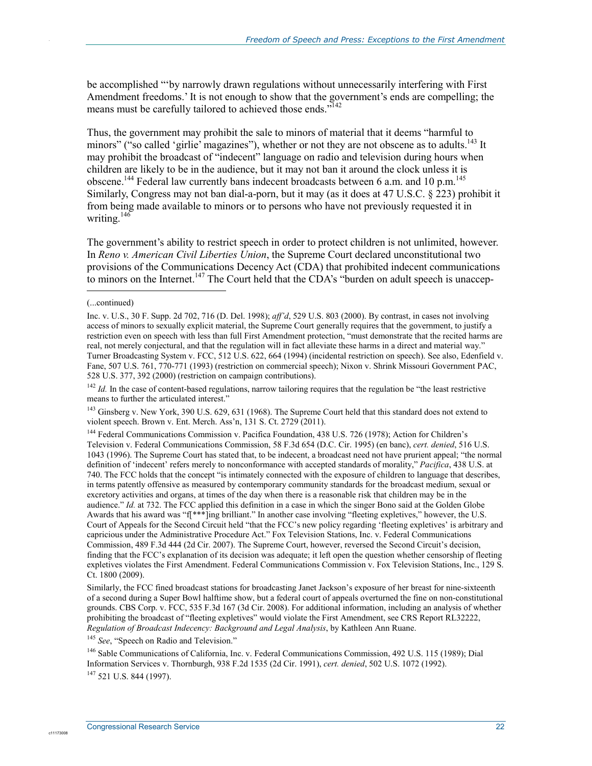be accomplished "'by narrowly drawn regulations without unnecessarily interfering with First Amendment freedoms.' It is not enough to show that the government's ends are compelling; the means must be carefully tailored to achieved those ends."[142]

Thus, the government may prohibit the sale to minors of material that it deems "harmful to minors" ("so called 'girlie' magazines"), whether or not they are not obscene as to adults.[143] It may prohibit the broadcast of "indecent" language on radio and television during hours when children are likely to be in the audience, but it may not ban it around the clock unless it is obscene.[144] Federal law currently bans indecent broadcasts between 6 a.m. and 10 p.m.[145] Similarly, Congress may not ban dial-a-porn, but it may (as it does at 47 U.S.C. § 223) prohibit it from being made available to minors or to persons who have not previously requested it in writing.[146]

The government's ability to restrict speech in order to protect children is not unlimited, however. In *Reno v. American Civil Liberties Union*, the Supreme Court declared unconstitutional two provisions of the Communications Decency Act (CDA) that prohibited indecent communications to minors on the Internet.[147] The Court held that the CDA's "burden on adult speech is unaccep-

---

(...continued)

Inc. v. U.S., 30 F. Supp. 2d 702, 716 (D. Del. 1998); *aff'd*, 529 U.S. 803 (2000). By contrast, in cases not involving access of minors to sexually explicit material, the Supreme Court generally requires that the government, to justify a restriction even on speech with less than full First Amendment protection, "must demonstrate that the recited harms are real, not merely conjectural, and that the regulation will in fact alleviate these harms in a direct and material way." Turner Broadcasting System v. FCC, 512 U.S. 622, 664 (1994) (incidental restriction on speech). See also, Edenfield v. Fane, 507 U.S. 761, 770-771 (1993) (restriction on commercial speech); Nixon v. Shrink Missouri Government PAC, 528 U.S. 377, 392 (2000) (restriction on campaign contributions).

[142] *Id.* In the case of content-based regulations, narrow tailoring requires that the regulation be "the least restrictive means to further the articulated interest."

[143] Ginsberg v. New York, 390 U.S. 629, 631 (1968). The Supreme Court held that this standard does not extend to violent speech. Brown v. Ent. Merch. Ass'n, 131 S. Ct. 2729 (2011).

[144] Federal Communications Commission v. Pacifica Foundation, 438 U.S. 726 (1978); Action for Children's Television v. Federal Communications Commission, 58 F.3d 654 (D.C. Cir. 1995) (en banc), *cert. denied*, 516 U.S. 1043 (1996). The Supreme Court has stated that, to be indecent, a broadcast need not have prurient appeal; "the normal definition of 'indecent' refers merely to nonconformance with accepted standards of morality," *Pacifica*, 438 U.S. at 740. The FCC holds that the concept "is intimately connected with the exposure of children to language that describes, in terms patently offensive as measured by contemporary community standards for the broadcast medium, sexual or excretory activities and organs, at times of the day when there is a reasonable risk that children may be in the audience." *Id.* at 732. The FCC applied this definition in a case in which the singer Bono said at the Golden Globe Awards that his award was "f[***]ing brilliant." In another case involving "fleeting expletives," however, the U.S. Court of Appeals for the Second Circuit held "that the FCC's new policy regarding 'fleeting expletives' is arbitrary and capricious under the Administrative Procedure Act." Fox Television Stations, Inc. v. Federal Communications Commission, 489 F.3d 444 (2d Cir. 2007). The Supreme Court, however, reversed the Second Circuit's decision, finding that the FCC's explanation of its decision was adequate; it left open the question whether censorship of fleeting expletives violates the First Amendment. Federal Communications Commission v. Fox Television Stations, Inc., 129 S. Ct. 1800 (2009).

Similarly, the FCC fined broadcast stations for broadcasting Janet Jackson's exposure of her breast for nine-sixteenth of a second during a Super Bowl halftime show, but a federal court of appeals overturned the fine on non-constitutional grounds. CBS Corp. v. FCC, 535 F.3d 167 (3d Cir. 2008). For additional information, including an analysis of whether prohibiting the broadcast of "fleeting expletives" would violate the First Amendment, see CRS Report RL32222, *Regulation of Broadcast Indecency: Background and Legal Analysis*, by Kathleen Ann Ruane.

[145] *See*, "Speech on Radio and Television."

[146] Sable Communications of California, Inc. v. Federal Communications Commission, 492 U.S. 115 (1989); Dial Information Services v. Thornburgh, 938 F.2d 1535 (2d Cir. 1991), *cert. denied*, 502 U.S. 1072 (1992).

[147] 521 U.S. 844 (1997).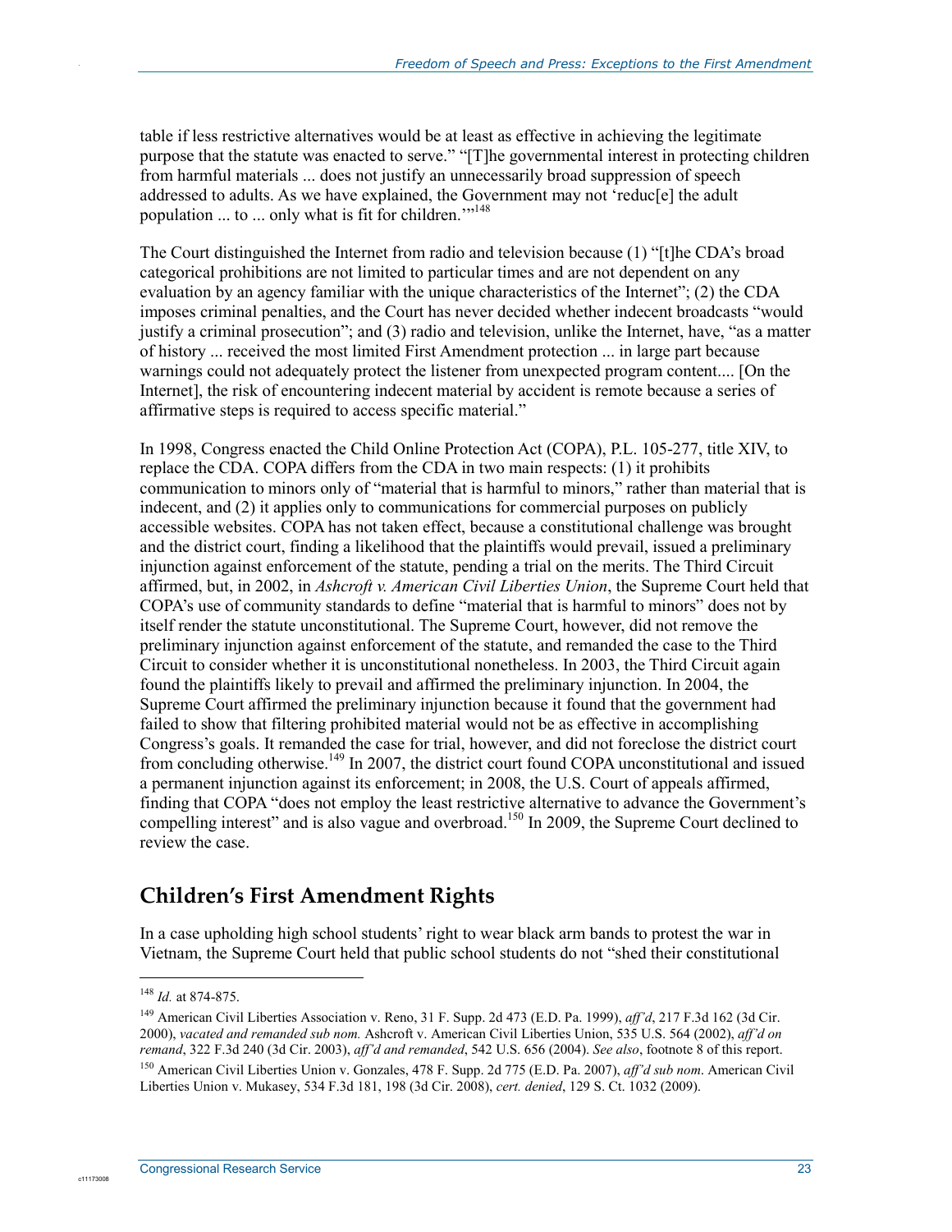table if less restrictive alternatives would be at least as effective in achieving the legitimate purpose that the statute was enacted to serve." "[T]he governmental interest in protecting children from harmful materials ... does not justify an unnecessarily broad suppression of speech addressed to adults. As we have explained, the Government may not 'reduc[e] the adult population ... to ... only what is fit for children.'"[148]

The Court distinguished the Internet from radio and television because (1) "[t]he CDA's broad categorical prohibitions are not limited to particular times and are not dependent on any evaluation by an agency familiar with the unique characteristics of the Internet"; (2) the CDA imposes criminal penalties, and the Court has never decided whether indecent broadcasts "would justify a criminal prosecution"; and (3) radio and television, unlike the Internet, have, "as a matter of history ... received the most limited First Amendment protection ... in large part because warnings could not adequately protect the listener from unexpected program content.... [On the Internet], the risk of encountering indecent material by accident is remote because a series of affirmative steps is required to access specific material."

In 1998, Congress enacted the Child Online Protection Act (COPA), P.L. 105-277, title XIV, to replace the CDA. COPA differs from the CDA in two main respects: (1) it prohibits communication to minors only of "material that is harmful to minors," rather than material that is indecent, and (2) it applies only to communications for commercial purposes on publicly accessible websites. COPA has not taken effect, because a constitutional challenge was brought and the district court, finding a likelihood that the plaintiffs would prevail, issued a preliminary injunction against enforcement of the statute, pending a trial on the merits. The Third Circuit affirmed, but, in 2002, in *Ashcroft v. American Civil Liberties Union*, the Supreme Court held that COPA's use of community standards to define "material that is harmful to minors" does not by itself render the statute unconstitutional. The Supreme Court, however, did not remove the preliminary injunction against enforcement of the statute, and remanded the case to the Third Circuit to consider whether it is unconstitutional nonetheless. In 2003, the Third Circuit again found the plaintiffs likely to prevail and affirmed the preliminary injunction. In 2004, the Supreme Court affirmed the preliminary injunction because it found that the government had failed to show that filtering prohibited material would not be as effective in accomplishing Congress's goals. It remanded the case for trial, however, and did not foreclose the district court from concluding otherwise.[149] In 2007, the district court found COPA unconstitutional and issued a permanent injunction against its enforcement; in 2008, the U.S. Court of appeals affirmed, finding that COPA "does not employ the least restrictive alternative to advance the Government's compelling interest" and is also vague and overbroad.[150] In 2009, the Supreme Court declined to review the case.

## Children's First Amendment Rights

In a case upholding high school students' right to wear black arm bands to protest the war in Vietnam, the Supreme Court held that public school students do not "shed their constitutional

---

[148] *Id.* at 874-875.

[149] American Civil Liberties Association v. Reno, 31 F. Supp. 2d 473 (E.D. Pa. 1999), *aff'd*, 217 F.3d 162 (3d Cir. 2000), *vacated and remanded sub nom.* Ashcroft v. American Civil Liberties Union, 535 U.S. 564 (2002), *aff'd on remand*, 322 F.3d 240 (3d Cir. 2003), *aff'd and remanded*, 542 U.S. 656 (2004). *See also*, footnote 8 of this report.

[150] American Civil Liberties Union v. Gonzales, 478 F. Supp. 2d 775 (E.D. Pa. 2007), *aff'd sub nom*. American Civil Liberties Union v. Mukasey, 534 F.3d 181, 198 (3d Cir. 2008), *cert. denied*, 129 S. Ct. 1032 (2009).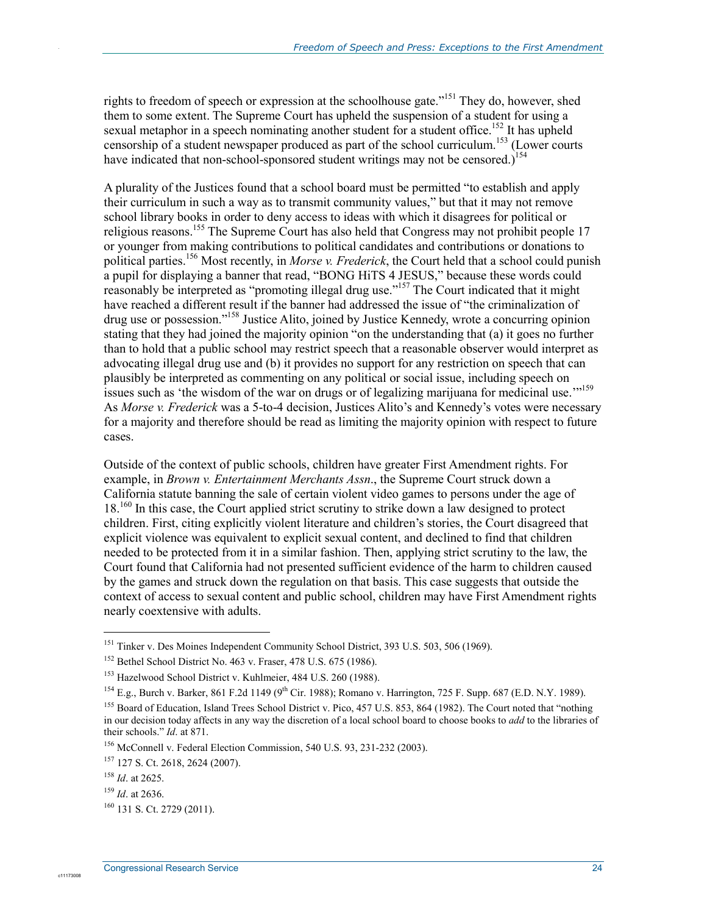rights to freedom of speech or expression at the schoolhouse gate."[151] They do, however, shed them to some extent. The Supreme Court has upheld the suspension of a student for using a sexual metaphor in a speech nominating another student for a student office.[152] It has upheld censorship of a student newspaper produced as part of the school curriculum.[153] (Lower courts have indicated that non-school-sponsored student writings may not be censored.)[154]

A plurality of the Justices found that a school board must be permitted "to establish and apply their curriculum in such a way as to transmit community values," but that it may not remove school library books in order to deny access to ideas with which it disagrees for political or religious reasons.[155] The Supreme Court has also held that Congress may not prohibit people 17 or younger from making contributions to political candidates and contributions or donations to political parties.[156] Most recently, in *Morse v. Frederick*, the Court held that a school could punish a pupil for displaying a banner that read, "BONG HiTS 4 JESUS," because these words could reasonably be interpreted as "promoting illegal drug use."[157] The Court indicated that it might have reached a different result if the banner had addressed the issue of "the criminalization of drug use or possession."[158] Justice Alito, joined by Justice Kennedy, wrote a concurring opinion stating that they had joined the majority opinion "on the understanding that (a) it goes no further than to hold that a public school may restrict speech that a reasonable observer would interpret as advocating illegal drug use and (b) it provides no support for any restriction on speech that can plausibly be interpreted as commenting on any political or social issue, including speech on issues such as 'the wisdom of the war on drugs or of legalizing marijuana for medicinal use.'"[159] As *Morse v. Frederick* was a 5-to-4 decision, Justices Alito's and Kennedy's votes were necessary for a majority and therefore should be read as limiting the majority opinion with respect to future cases.

Outside of the context of public schools, children have greater First Amendment rights. For example, in *Brown v. Entertainment Merchants Assn*., the Supreme Court struck down a California statute banning the sale of certain violent video games to persons under the age of 18.[160] In this case, the Court applied strict scrutiny to strike down a law designed to protect children. First, citing explicitly violent literature and children's stories, the Court disagreed that explicit violence was equivalent to explicit sexual content, and declined to find that children needed to be protected from it in a similar fashion. Then, applying strict scrutiny to the law, the Court found that California had not presented sufficient evidence of the harm to children caused by the games and struck down the regulation on that basis. This case suggests that outside the context of access to sexual content and public school, children may have First Amendment rights nearly coextensive with adults.

---

[151] Tinker v. Des Moines Independent Community School District, 393 U.S. 503, 506 (1969).

[152] Bethel School District No. 463 v. Fraser, 478 U.S. 675 (1986).

[153] Hazelwood School District v. Kuhlmeier, 484 U.S. 260 (1988).

[154] E.g., Burch v. Barker, 861 F.2d 1149 (9th Cir. 1988); Romano v. Harrington, 725 F. Supp. 687 (E.D. N.Y. 1989).

[155] Board of Education, Island Trees School District v. Pico, 457 U.S. 853, 864 (1982). The Court noted that "nothing in our decision today affects in any way the discretion of a local school board to choose books to *add* to the libraries of their schools." *Id*. at 871.

[156] McConnell v. Federal Election Commission, 540 U.S. 93, 231-232 (2003).

[157] 127 S. Ct. 2618, 2624 (2007).

[158] *Id*. at 2625.

[159] *Id*. at 2636.

[160] 131 S. Ct. 2729 (2011).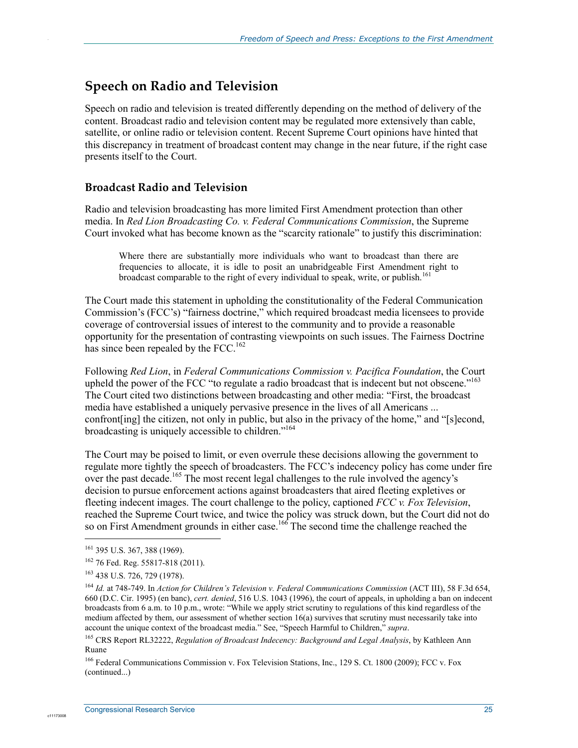## Speech on Radio and Television

Speech on radio and television is treated differently depending on the method of delivery of the content. Broadcast radio and television content may be regulated more extensively than cable, satellite, or online radio or television content. Recent Supreme Court opinions have hinted that this discrepancy in treatment of broadcast content may change in the near future, if the right case presents itself to the Court.

### Broadcast Radio and Television

Radio and television broadcasting has more limited First Amendment protection than other media. In *Red Lion Broadcasting Co. v. Federal Communications Commission*, the Supreme Court invoked what has become known as the "scarcity rationale" to justify this discrimination:

> Where there are substantially more individuals who want to broadcast than there are frequencies to allocate, it is idle to posit an unabridgeable First Amendment right to broadcast comparable to the right of every individual to speak, write, or publish.[161]

The Court made this statement in upholding the constitutionality of the Federal Communication Commission's (FCC's) "fairness doctrine," which required broadcast media licensees to provide coverage of controversial issues of interest to the community and to provide a reasonable opportunity for the presentation of contrasting viewpoints on such issues. The Fairness Doctrine has since been repealed by the FCC.[162]

Following *Red Lion*, in *Federal Communications Commission v. Pacifica Foundation*, the Court upheld the power of the FCC "to regulate a radio broadcast that is indecent but not obscene."[163] The Court cited two distinctions between broadcasting and other media: "First, the broadcast media have established a uniquely pervasive presence in the lives of all Americans ... confront[ing] the citizen, not only in public, but also in the privacy of the home," and "[s]econd, broadcasting is uniquely accessible to children."[164]

The Court may be poised to limit, or even overrule these decisions allowing the government to regulate more tightly the speech of broadcasters. The FCC's indecency policy has come under fire over the past decade.[165] The most recent legal challenges to the rule involved the agency's decision to pursue enforcement actions against broadcasters that aired fleeting expletives or fleeting indecent images. The court challenge to the policy, captioned *FCC v. Fox Television*, reached the Supreme Court twice, and twice the policy was struck down, but the Court did not do so on First Amendment grounds in either case.[166] The second time the challenge reached the

---

[161] 395 U.S. 367, 388 (1969).

[162] 76 Fed. Reg. 55817-818 (2011).

[163] 438 U.S. 726, 729 (1978).

[164] *Id.* at 748-749. In *Action for Children's Television v. Federal Communications Commission* (ACT III), 58 F.3d 654, 660 (D.C. Cir. 1995) (en banc), *cert. denied*, 516 U.S. 1043 (1996), the court of appeals, in upholding a ban on indecent broadcasts from 6 a.m. to 10 p.m., wrote: "While we apply strict scrutiny to regulations of this kind regardless of the medium affected by them, our assessment of whether section 16(a) survives that scrutiny must necessarily take into account the unique context of the broadcast media." See, "Speech Harmful to Children," *supra*.

[165] CRS Report RL32222, *Regulation of Broadcast Indecency: Background and Legal Analysis*, by Kathleen Ann Ruane

[166] Federal Communications Commission v. Fox Television Stations, Inc., 129 S. Ct. 1800 (2009); FCC v. Fox (continued...)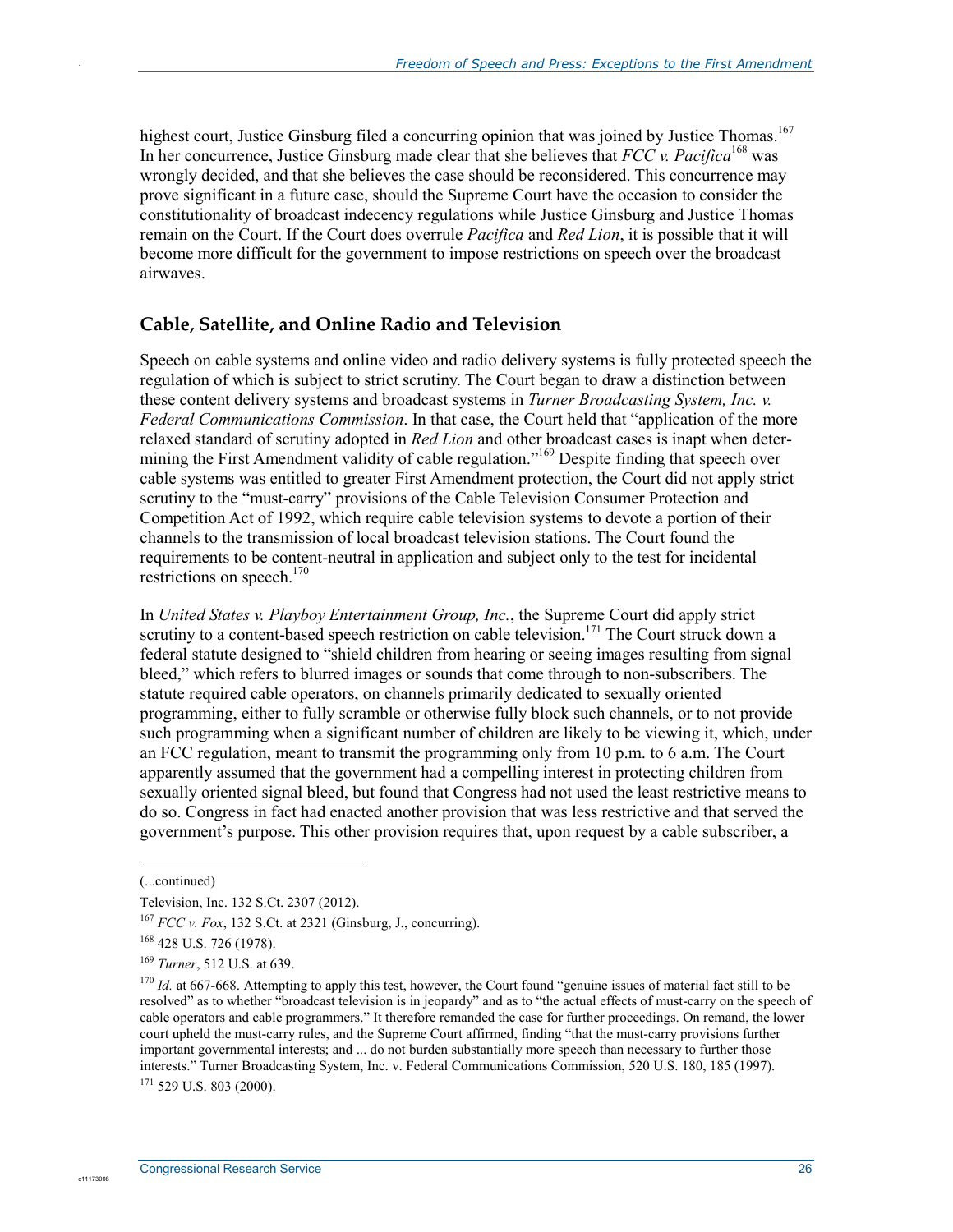highest court, Justice Ginsburg filed a concurring opinion that was joined by Justice Thomas.[167] In her concurrence, Justice Ginsburg made clear that she believes that *FCC v. Pacifica*[168] was wrongly decided, and that she believes the case should be reconsidered. This concurrence may prove significant in a future case, should the Supreme Court have the occasion to consider the constitutionality of broadcast indecency regulations while Justice Ginsburg and Justice Thomas remain on the Court. If the Court does overrule *Pacifica* and *Red Lion*, it is possible that it will become more difficult for the government to impose restrictions on speech over the broadcast airwaves.

## Cable, Satellite, and Online Radio and Television

Speech on cable systems and online video and radio delivery systems is fully protected speech the regulation of which is subject to strict scrutiny. The Court began to draw a distinction between these content delivery systems and broadcast systems in *Turner Broadcasting System, Inc. v. Federal Communications Commission*. In that case, the Court held that "application of the more relaxed standard of scrutiny adopted in *Red Lion* and other broadcast cases is inapt when determining the First Amendment validity of cable regulation."[169] Despite finding that speech over cable systems was entitled to greater First Amendment protection, the Court did not apply strict scrutiny to the "must-carry" provisions of the Cable Television Consumer Protection and Competition Act of 1992, which require cable television systems to devote a portion of their channels to the transmission of local broadcast television stations. The Court found the requirements to be content-neutral in application and subject only to the test for incidental restrictions on speech.[170]

In *United States v. Playboy Entertainment Group, Inc.*, the Supreme Court did apply strict scrutiny to a content-based speech restriction on cable television.[171] The Court struck down a federal statute designed to "shield children from hearing or seeing images resulting from signal bleed," which refers to blurred images or sounds that come through to non-subscribers. The statute required cable operators, on channels primarily dedicated to sexually oriented programming, either to fully scramble or otherwise fully block such channels, or to not provide such programming when a significant number of children are likely to be viewing it, which, under an FCC regulation, meant to transmit the programming only from 10 p.m. to 6 a.m. The Court apparently assumed that the government had a compelling interest in protecting children from sexually oriented signal bleed, but found that Congress had not used the least restrictive means to do so. Congress in fact had enacted another provision that was less restrictive and that served the government's purpose. This other provision requires that, upon request by a cable subscriber, a

---

(...continued)

Television, Inc. 132 S.Ct. 2307 (2012).

[167] *FCC v. Fox*, 132 S.Ct. at 2321 (Ginsburg, J., concurring).

[168] 428 U.S. 726 (1978).

[169] *Turner*, 512 U.S. at 639.

[170] *Id.* at 667-668. Attempting to apply this test, however, the Court found "genuine issues of material fact still to be resolved" as to whether "broadcast television is in jeopardy" and as to "the actual effects of must-carry on the speech of cable operators and cable programmers." It therefore remanded the case for further proceedings. On remand, the lower court upheld the must-carry rules, and the Supreme Court affirmed, finding "that the must-carry provisions further important governmental interests; and ... do not burden substantially more speech than necessary to further those interests." Turner Broadcasting System, Inc. v. Federal Communications Commission, 520 U.S. 180, 185 (1997).

[171] 529 U.S. 803 (2000).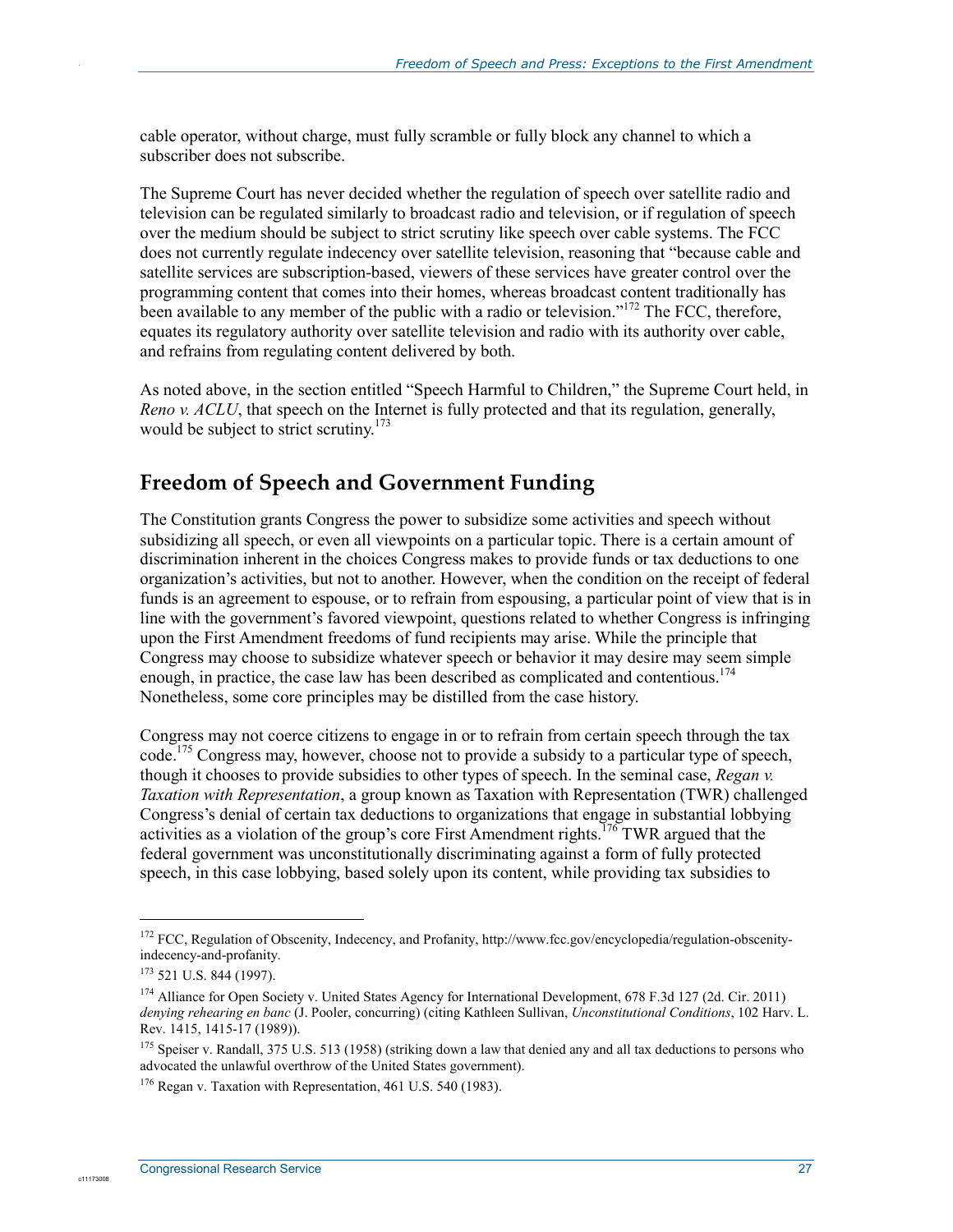cable operator, without charge, must fully scramble or fully block any channel to which a subscriber does not subscribe.

The Supreme Court has never decided whether the regulation of speech over satellite radio and television can be regulated similarly to broadcast radio and television, or if regulation of speech over the medium should be subject to strict scrutiny like speech over cable systems. The FCC does not currently regulate indecency over satellite television, reasoning that "because cable and satellite services are subscription-based, viewers of these services have greater control over the programming content that comes into their homes, whereas broadcast content traditionally has been available to any member of the public with a radio or television."[172] The FCC, therefore, equates its regulatory authority over satellite television and radio with its authority over cable, and refrains from regulating content delivered by both.

As noted above, in the section entitled "Speech Harmful to Children," the Supreme Court held, in *Reno v. ACLU*, that speech on the Internet is fully protected and that its regulation, generally, would be subject to strict scrutiny.[173]

## Freedom of Speech and Government Funding

The Constitution grants Congress the power to subsidize some activities and speech without subsidizing all speech, or even all viewpoints on a particular topic. There is a certain amount of discrimination inherent in the choices Congress makes to provide funds or tax deductions to one organization's activities, but not to another. However, when the condition on the receipt of federal funds is an agreement to espouse, or to refrain from espousing, a particular point of view that is in line with the government's favored viewpoint, questions related to whether Congress is infringing upon the First Amendment freedoms of fund recipients may arise. While the principle that Congress may choose to subsidize whatever speech or behavior it may desire may seem simple enough, in practice, the case law has been described as complicated and contentious.[174] Nonetheless, some core principles may be distilled from the case history.

Congress may not coerce citizens to engage in or to refrain from certain speech through the tax code.[175] Congress may, however, choose not to provide a subsidy to a particular type of speech, though it chooses to provide subsidies to other types of speech. In the seminal case, *Regan v. Taxation with Representation*, a group known as Taxation with Representation (TWR) challenged Congress's denial of certain tax deductions to organizations that engage in substantial lobbying activities as a violation of the group's core First Amendment rights.[176] TWR argued that the federal government was unconstitutionally discriminating against a form of fully protected speech, in this case lobbying, based solely upon its content, while providing tax subsidies to

---

[172] FCC, Regulation of Obscenity, Indecency, and Profanity, http://www.fcc.gov/encyclopedia/regulation-obscenity-indecency-and-profanity.

[173] 521 U.S. 844 (1997).

[174] Alliance for Open Society v. United States Agency for International Development, 678 F.3d 127 (2d. Cir. 2011) *denying rehearing en banc* (J. Pooler, concurring) (citing Kathleen Sullivan, *Unconstitutional Conditions*, 102 Harv. L. Rev. 1415, 1415-17 (1989)).

[175] Speiser v. Randall, 375 U.S. 513 (1958) (striking down a law that denied any and all tax deductions to persons who advocated the unlawful overthrow of the United States government).

[176] Regan v. Taxation with Representation, 461 U.S. 540 (1983).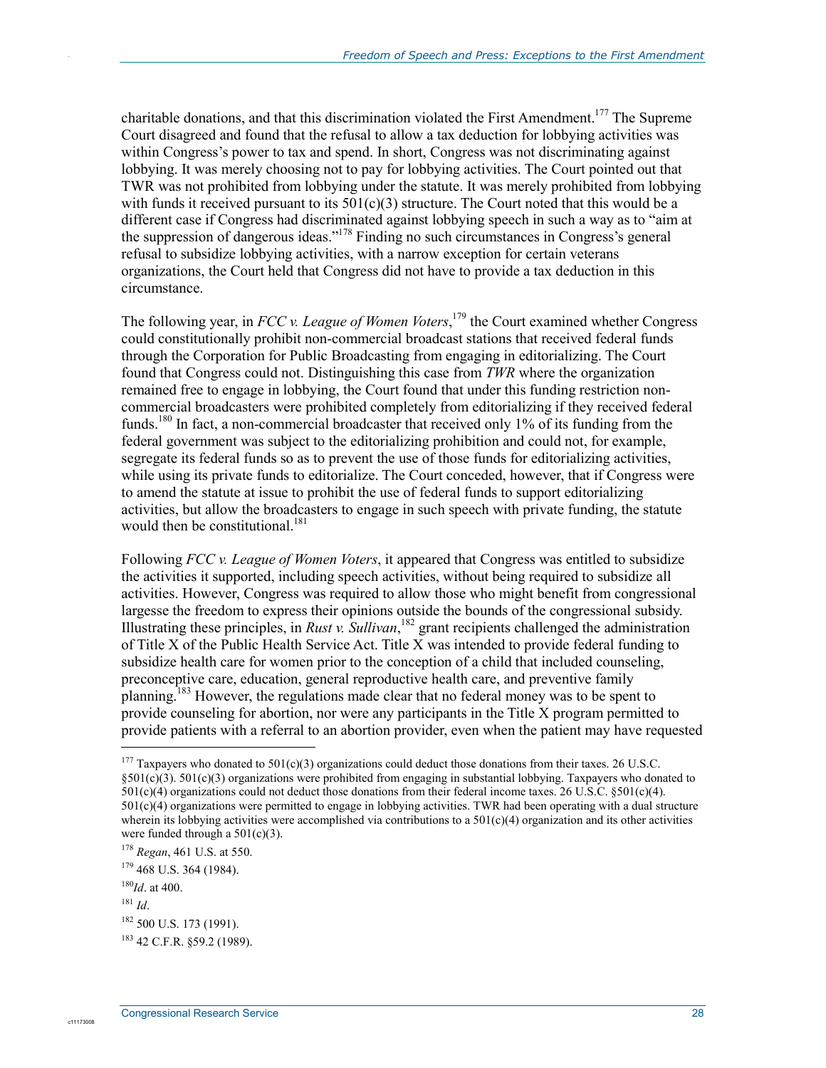charitable donations, and that this discrimination violated the First Amendment.[177] The Supreme Court disagreed and found that the refusal to allow a tax deduction for lobbying activities was within Congress's power to tax and spend. In short, Congress was not discriminating against lobbying. It was merely choosing not to pay for lobbying activities. The Court pointed out that TWR was not prohibited from lobbying under the statute. It was merely prohibited from lobbying with funds it received pursuant to its 501(c)(3) structure. The Court noted that this would be a different case if Congress had discriminated against lobbying speech in such a way as to "aim at the suppression of dangerous ideas."[178] Finding no such circumstances in Congress's general refusal to subsidize lobbying activities, with a narrow exception for certain veterans organizations, the Court held that Congress did not have to provide a tax deduction in this circumstance.

The following year, in *FCC v. League of Women Voters*,[179] the Court examined whether Congress could constitutionally prohibit non-commercial broadcast stations that received federal funds through the Corporation for Public Broadcasting from engaging in editorializing. The Court found that Congress could not. Distinguishing this case from *TWR* where the organization remained free to engage in lobbying, the Court found that under this funding restriction non-commercial broadcasters were prohibited completely from editorializing if they received federal funds.[180] In fact, a non-commercial broadcaster that received only 1% of its funding from the federal government was subject to the editorializing prohibition and could not, for example, segregate its federal funds so as to prevent the use of those funds for editorializing activities, while using its private funds to editorialize. The Court conceded, however, that if Congress were to amend the statute at issue to prohibit the use of federal funds to support editorializing activities, but allow the broadcasters to engage in such speech with private funding, the statute would then be constitutional.[181]

Following *FCC v. League of Women Voters*, it appeared that Congress was entitled to subsidize the activities it supported, including speech activities, without being required to subsidize all activities. However, Congress was required to allow those who might benefit from congressional largesse the freedom to express their opinions outside the bounds of the congressional subsidy. Illustrating these principles, in *Rust v. Sullivan*,[182] grant recipients challenged the administration of Title X of the Public Health Service Act. Title X was intended to provide federal funding to subsidize health care for women prior to the conception of a child that included counseling, preconceptive care, education, general reproductive health care, and preventive family planning.[183] However, the regulations made clear that no federal money was to be spent to provide counseling for abortion, nor were any participants in the Title X program permitted to provide patients with a referral to an abortion provider, even when the patient may have requested

---

[177] Taxpayers who donated to 501(c)(3) organizations could deduct those donations from their taxes. 26 U.S.C. §501(c)(3). 501(c)(3) organizations were prohibited from engaging in substantial lobbying. Taxpayers who donated to 501(c)(4) organizations could not deduct those donations from their federal income taxes. 26 U.S.C. §501(c)(4). 501(c)(4) organizations were permitted to engage in lobbying activities. TWR had been operating with a dual structure wherein its lobbying activities were accomplished via contributions to a 501(c)(4) organization and its other activities were funded through a 501(c)(3).

[178] *Regan*, 461 U.S. at 550.

[179] 468 U.S. 364 (1984).

[180] *Id*. at 400.

[181] *Id*.

[182] 500 U.S. 173 (1991).

[183] 42 C.F.R. §59.2 (1989).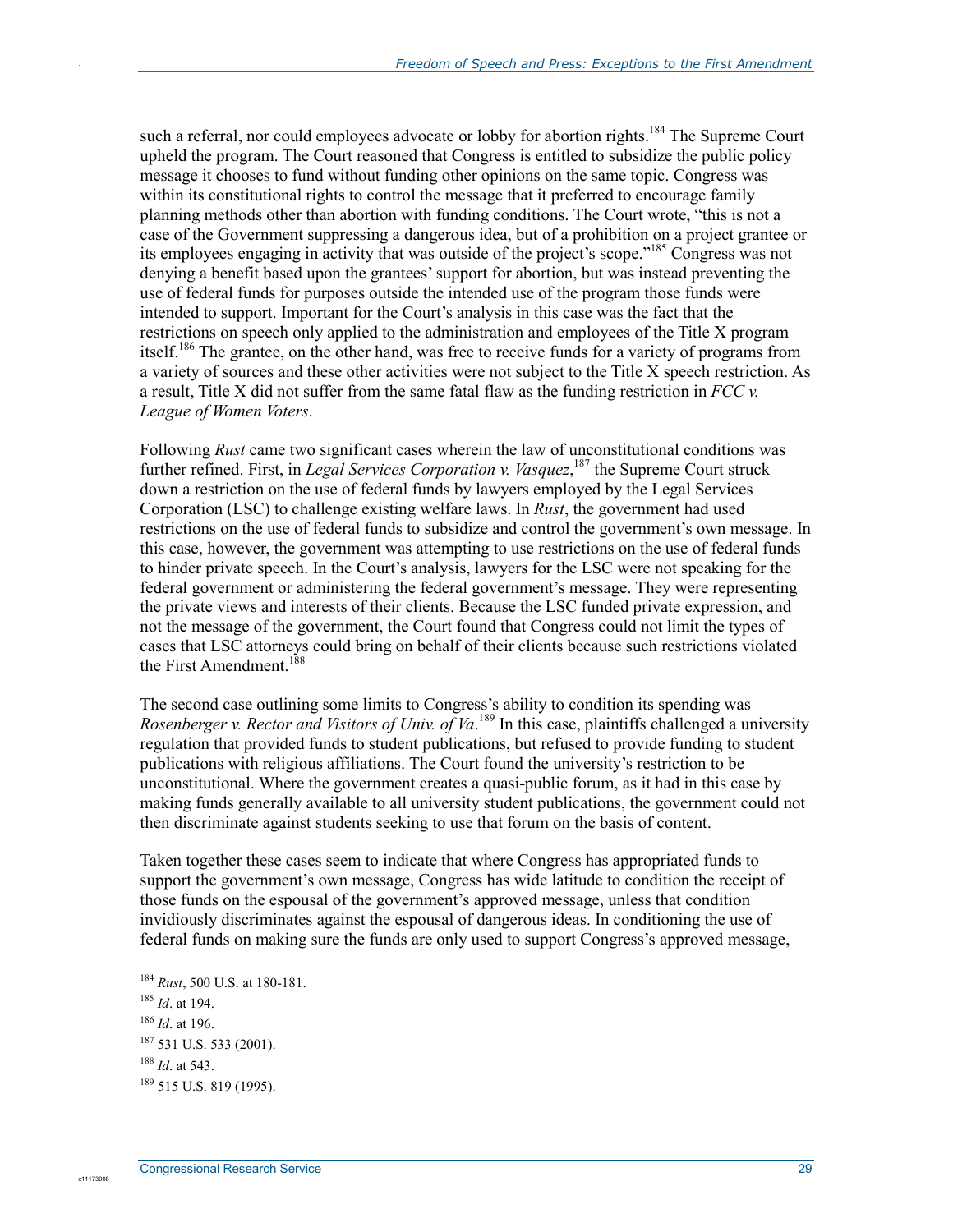such a referral, nor could employees advocate or lobby for abortion rights.[184] The Supreme Court upheld the program. The Court reasoned that Congress is entitled to subsidize the public policy message it chooses to fund without funding other opinions on the same topic. Congress was within its constitutional rights to control the message that it preferred to encourage family planning methods other than abortion with funding conditions. The Court wrote, "this is not a case of the Government suppressing a dangerous idea, but of a prohibition on a project grantee or its employees engaging in activity that was outside of the project's scope."[185] Congress was not denying a benefit based upon the grantees' support for abortion, but was instead preventing the use of federal funds for purposes outside the intended use of the program those funds were intended to support. Important for the Court's analysis in this case was the fact that the restrictions on speech only applied to the administration and employees of the Title X program itself.[186] The grantee, on the other hand, was free to receive funds for a variety of programs from a variety of sources and these other activities were not subject to the Title X speech restriction. As a result, Title X did not suffer from the same fatal flaw as the funding restriction in *FCC v. League of Women Voters*.

Following *Rust* came two significant cases wherein the law of unconstitutional conditions was further refined. First, in *Legal Services Corporation v. Vasquez*,[187] the Supreme Court struck down a restriction on the use of federal funds by lawyers employed by the Legal Services Corporation (LSC) to challenge existing welfare laws. In *Rust*, the government had used restrictions on the use of federal funds to subsidize and control the government's own message. In this case, however, the government was attempting to use restrictions on the use of federal funds to hinder private speech. In the Court's analysis, lawyers for the LSC were not speaking for the federal government or administering the federal government's message. They were representing the private views and interests of their clients. Because the LSC funded private expression, and not the message of the government, the Court found that Congress could not limit the types of cases that LSC attorneys could bring on behalf of their clients because such restrictions violated the First Amendment.[188]

The second case outlining some limits to Congress's ability to condition its spending was *Rosenberger v. Rector and Visitors of Univ. of Va*.[189] In this case, plaintiffs challenged a university regulation that provided funds to student publications, but refused to provide funding to student publications with religious affiliations. The Court found the university's restriction to be unconstitutional. Where the government creates a quasi-public forum, as it had in this case by making funds generally available to all university student publications, the government could not then discriminate against students seeking to use that forum on the basis of content.

Taken together these cases seem to indicate that where Congress has appropriated funds to support the government's own message, Congress has wide latitude to condition the receipt of those funds on the espousal of the government's approved message, unless that condition invidiously discriminates against the espousal of dangerous ideas. In conditioning the use of federal funds on making sure the funds are only used to support Congress's approved message,

---

[184] *Rust*, 500 U.S. at 180-181.

[185] *Id*. at 194.

[186] *Id*. at 196.

[187] 531 U.S. 533 (2001).

[188] *Id*. at 543.

[189] 515 U.S. 819 (1995).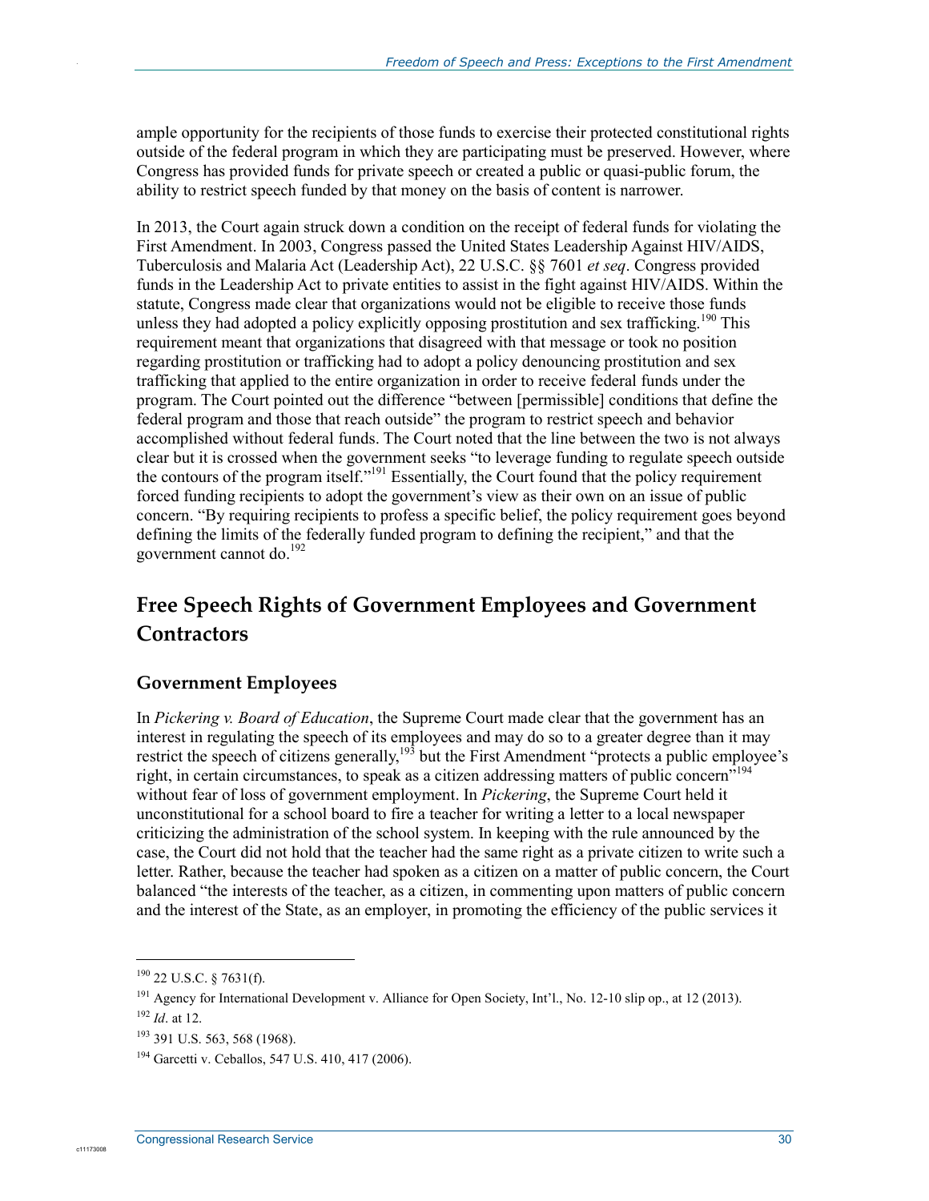ample opportunity for the recipients of those funds to exercise their protected constitutional rights outside of the federal program in which they are participating must be preserved. However, where Congress has provided funds for private speech or created a public or quasi-public forum, the ability to restrict speech funded by that money on the basis of content is narrower.

In 2013, the Court again struck down a condition on the receipt of federal funds for violating the First Amendment. In 2003, Congress passed the United States Leadership Against HIV/AIDS, Tuberculosis and Malaria Act (Leadership Act), 22 U.S.C. §§ 7601 *et seq*. Congress provided funds in the Leadership Act to private entities to assist in the fight against HIV/AIDS. Within the statute, Congress made clear that organizations would not be eligible to receive those funds unless they had adopted a policy explicitly opposing prostitution and sex trafficking.[190] This requirement meant that organizations that disagreed with that message or took no position regarding prostitution or trafficking had to adopt a policy denouncing prostitution and sex trafficking that applied to the entire organization in order to receive federal funds under the program. The Court pointed out the difference "between [permissible] conditions that define the federal program and those that reach outside" the program to restrict speech and behavior accomplished without federal funds. The Court noted that the line between the two is not always clear but it is crossed when the government seeks "to leverage funding to regulate speech outside the contours of the program itself."[191] Essentially, the Court found that the policy requirement forced funding recipients to adopt the government's view as their own on an issue of public concern. "By requiring recipients to profess a specific belief, the policy requirement goes beyond defining the limits of the federally funded program to defining the recipient," and that the government cannot do.[192]

## Free Speech Rights of Government Employees and Government Contractors

### Government Employees

In *Pickering v. Board of Education*, the Supreme Court made clear that the government has an interest in regulating the speech of its employees and may do so to a greater degree than it may restrict the speech of citizens generally,[193] but the First Amendment "protects a public employee's right, in certain circumstances, to speak as a citizen addressing matters of public concern"[194] without fear of loss of government employment. In *Pickering*, the Supreme Court held it unconstitutional for a school board to fire a teacher for writing a letter to a local newspaper criticizing the administration of the school system. In keeping with the rule announced by the case, the Court did not hold that the teacher had the same right as a private citizen to write such a letter. Rather, because the teacher had spoken as a citizen on a matter of public concern, the Court balanced "the interests of the teacher, as a citizen, in commenting upon matters of public concern and the interest of the State, as an employer, in promoting the efficiency of the public services it

---

[190] 22 U.S.C. § 7631(f).

[191] Agency for International Development v. Alliance for Open Society, Int'l., No. 12-10 slip op., at 12 (2013).

[192] *Id*. at 12.

[193] 391 U.S. 563, 568 (1968).

[194] Garcetti v. Ceballos, 547 U.S. 410, 417 (2006).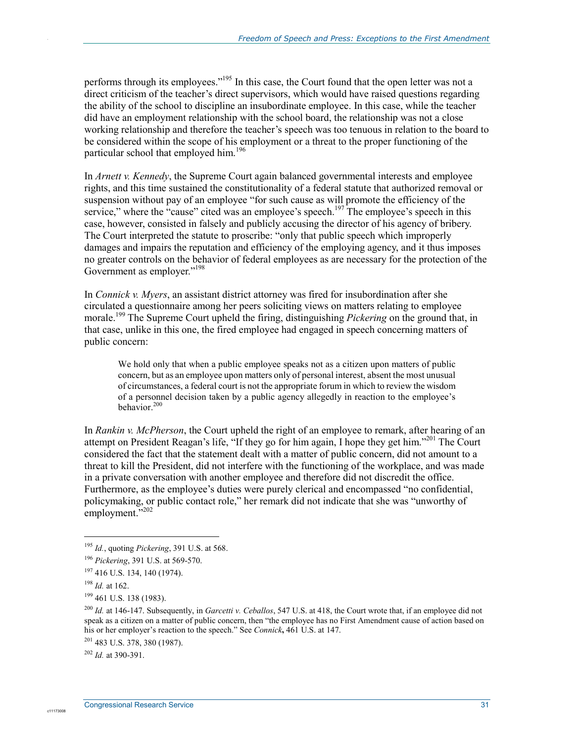performs through its employees."[195] In this case, the Court found that the open letter was not a direct criticism of the teacher's direct supervisors, which would have raised questions regarding the ability of the school to discipline an insubordinate employee. In this case, while the teacher did have an employment relationship with the school board, the relationship was not a close working relationship and therefore the teacher's speech was too tenuous in relation to the board to be considered within the scope of his employment or a threat to the proper functioning of the particular school that employed him.[196]

In *Arnett v. Kennedy*, the Supreme Court again balanced governmental interests and employee rights, and this time sustained the constitutionality of a federal statute that authorized removal or suspension without pay of an employee "for such cause as will promote the efficiency of the service," where the "cause" cited was an employee's speech.[197] The employee's speech in this case, however, consisted in falsely and publicly accusing the director of his agency of bribery. The Court interpreted the statute to proscribe: "only that public speech which improperly damages and impairs the reputation and efficiency of the employing agency, and it thus imposes no greater controls on the behavior of federal employees as are necessary for the protection of the Government as employer."[198]

In *Connick v. Myers*, an assistant district attorney was fired for insubordination after she circulated a questionnaire among her peers soliciting views on matters relating to employee morale.[199] The Supreme Court upheld the firing, distinguishing *Pickering* on the ground that, in that case, unlike in this one, the fired employee had engaged in speech concerning matters of public concern:

> We hold only that when a public employee speaks not as a citizen upon matters of public concern, but as an employee upon matters only of personal interest, absent the most unusual of circumstances, a federal court is not the appropriate forum in which to review the wisdom of a personnel decision taken by a public agency allegedly in reaction to the employee's behavior.[200]

In *Rankin v. McPherson*, the Court upheld the right of an employee to remark, after hearing of an attempt on President Reagan's life, "If they go for him again, I hope they get him."[201] The Court considered the fact that the statement dealt with a matter of public concern, did not amount to a threat to kill the President, did not interfere with the functioning of the workplace, and was made in a private conversation with another employee and therefore did not discredit the office. Furthermore, as the employee's duties were purely clerical and encompassed "no confidential, policymaking, or public contact role," her remark did not indicate that she was "unworthy of employment."[202]

---

[195] *Id.*, quoting *Pickering*, 391 U.S. at 568.

[196] *Pickering*, 391 U.S. at 569-570.

[197] 416 U.S. 134, 140 (1974).

[198] *Id.* at 162.

[199] 461 U.S. 138 (1983).

[200] *Id.* at 146-147. Subsequently, in *Garcetti v. Ceballos*, 547 U.S. at 418, the Court wrote that, if an employee did not speak as a citizen on a matter of public concern, then "the employee has no First Amendment cause of action based on his or her employer's reaction to the speech." See *Connick*, 461 U.S. at 147.

[201] 483 U.S. 378, 380 (1987).

[202] *Id.* at 390-391.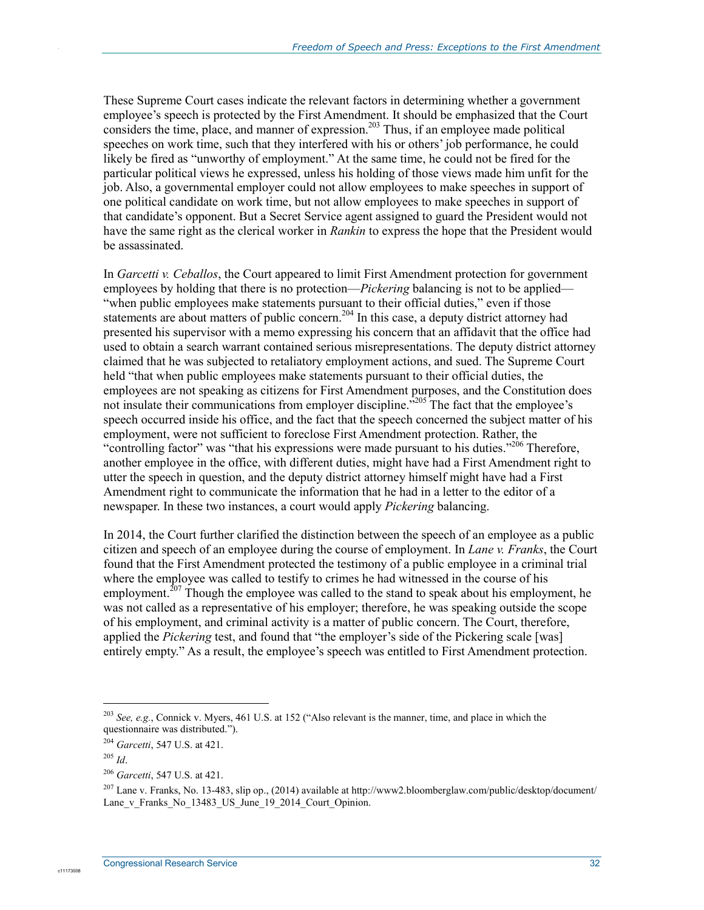These Supreme Court cases indicate the relevant factors in determining whether a government employee's speech is protected by the First Amendment. It should be emphasized that the Court considers the time, place, and manner of expression.[203] Thus, if an employee made political speeches on work time, such that they interfered with his or others' job performance, he could likely be fired as "unworthy of employment." At the same time, he could not be fired for the particular political views he expressed, unless his holding of those views made him unfit for the job. Also, a governmental employer could not allow employees to make speeches in support of one political candidate on work time, but not allow employees to make speeches in support of that candidate's opponent. But a Secret Service agent assigned to guard the President would not have the same right as the clerical worker in *Rankin* to express the hope that the President would be assassinated.

In *Garcetti v. Ceballos*, the Court appeared to limit First Amendment protection for government employees by holding that there is no protection—*Pickering* balancing is not to be applied—"when public employees make statements pursuant to their official duties," even if those statements are about matters of public concern.[204] In this case, a deputy district attorney had presented his supervisor with a memo expressing his concern that an affidavit that the office had used to obtain a search warrant contained serious misrepresentations. The deputy district attorney claimed that he was subjected to retaliatory employment actions, and sued. The Supreme Court held "that when public employees make statements pursuant to their official duties, the employees are not speaking as citizens for First Amendment purposes, and the Constitution does not insulate their communications from employer discipline."[205] The fact that the employee's speech occurred inside his office, and the fact that the speech concerned the subject matter of his employment, were not sufficient to foreclose First Amendment protection. Rather, the "controlling factor" was "that his expressions were made pursuant to his duties."[206] Therefore, another employee in the office, with different duties, might have had a First Amendment right to utter the speech in question, and the deputy district attorney himself might have had a First Amendment right to communicate the information that he had in a letter to the editor of a newspaper. In these two instances, a court would apply *Pickering* balancing.

In 2014, the Court further clarified the distinction between the speech of an employee as a public citizen and speech of an employee during the course of employment. In *Lane v. Franks*, the Court found that the First Amendment protected the testimony of a public employee in a criminal trial where the employee was called to testify to crimes he had witnessed in the course of his employment.[207] Though the employee was called to the stand to speak about his employment, he was not called as a representative of his employer; therefore, he was speaking outside the scope of his employment, and criminal activity is a matter of public concern. The Court, therefore, applied the *Pickering* test, and found that "the employer's side of the Pickering scale [was] entirely empty." As a result, the employee's speech was entitled to First Amendment protection.

---

[203] *See, e.g.*, Connick v. Myers, 461 U.S. at 152 ("Also relevant is the manner, time, and place in which the questionnaire was distributed.").

[204] *Garcetti*, 547 U.S. at 421.

[205] *Id*.

[206] *Garcetti*, 547 U.S. at 421.

[207] Lane v. Franks, No. 13-483, slip op., (2014) available at http://www2.bloomberglaw.com/public/desktop/document/Lane_v_Franks_No_13483_US_June_19_2014_Court_Opinion.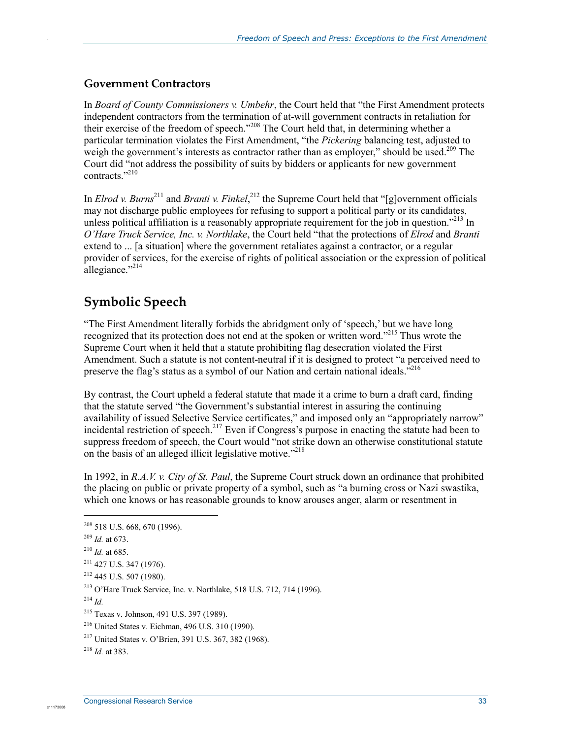### Government Contractors

In *Board of County Commissioners v. Umbehr*, the Court held that "the First Amendment protects independent contractors from the termination of at-will government contracts in retaliation for their exercise of the freedom of speech."[208] The Court held that, in determining whether a particular termination violates the First Amendment, "the *Pickering* balancing test, adjusted to weigh the government's interests as contractor rather than as employer," should be used.[209] The Court did "not address the possibility of suits by bidders or applicants for new government contracts."[210]

In *Elrod v. Burns*[211] and *Branti v. Finkel*,[212] the Supreme Court held that "[g]overnment officials may not discharge public employees for refusing to support a political party or its candidates, unless political affiliation is a reasonably appropriate requirement for the job in question."[213] In *O'Hare Truck Service, Inc. v. Northlake*, the Court held "that the protections of *Elrod* and *Branti* extend to ... [a situation] where the government retaliates against a contractor, or a regular provider of services, for the exercise of rights of political association or the expression of political allegiance."[214]

## Symbolic Speech

"The First Amendment literally forbids the abridgment only of 'speech,' but we have long recognized that its protection does not end at the spoken or written word."[215] Thus wrote the Supreme Court when it held that a statute prohibiting flag desecration violated the First Amendment. Such a statute is not content-neutral if it is designed to protect "a perceived need to preserve the flag's status as a symbol of our Nation and certain national ideals."[216]

By contrast, the Court upheld a federal statute that made it a crime to burn a draft card, finding that the statute served "the Government's substantial interest in assuring the continuing availability of issued Selective Service certificates," and imposed only an "appropriately narrow" incidental restriction of speech.[217] Even if Congress's purpose in enacting the statute had been to suppress freedom of speech, the Court would "not strike down an otherwise constitutional statute on the basis of an alleged illicit legislative motive."[218]

In 1992, in *R.A.V. v. City of St. Paul*, the Supreme Court struck down an ordinance that prohibited the placing on public or private property of a symbol, such as "a burning cross or Nazi swastika, which one knows or has reasonable grounds to know arouses anger, alarm or resentment in

---

[208] 518 U.S. 668, 670 (1996).

[209] *Id.* at 673.

[210] *Id.* at 685.

[211] 427 U.S. 347 (1976).

[212] 445 U.S. 507 (1980).

[213] O'Hare Truck Service, Inc. v. Northlake, 518 U.S. 712, 714 (1996).

[214] *Id.*

[215] Texas v. Johnson, 491 U.S. 397 (1989).

[216] United States v. Eichman, 496 U.S. 310 (1990).

[217] United States v. O'Brien, 391 U.S. 367, 382 (1968).

[218] *Id.* at 383.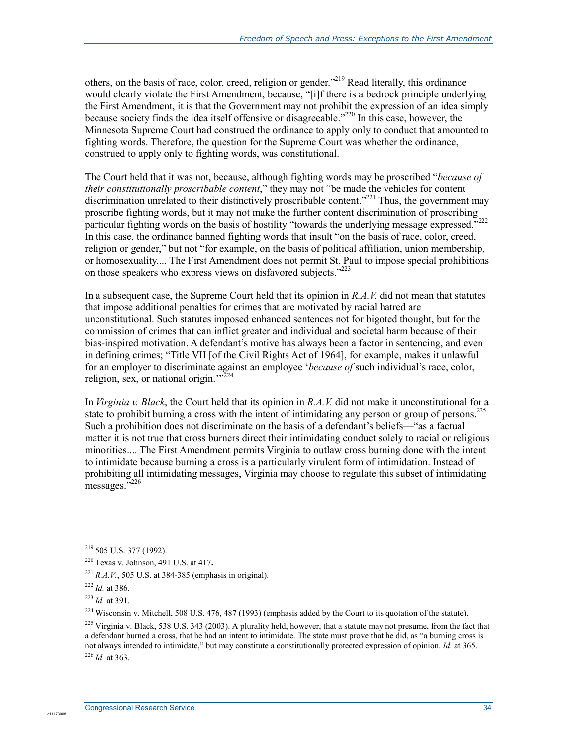others, on the basis of race, color, creed, religion or gender."[219] Read literally, this ordinance would clearly violate the First Amendment, because, "[i]f there is a bedrock principle underlying the First Amendment, it is that the Government may not prohibit the expression of an idea simply because society finds the idea itself offensive or disagreeable."[220] In this case, however, the Minnesota Supreme Court had construed the ordinance to apply only to conduct that amounted to fighting words. Therefore, the question for the Supreme Court was whether the ordinance, construed to apply only to fighting words, was constitutional.

The Court held that it was not, because, although fighting words may be proscribed "*because of their constitutionally proscribable content*," they may not "be made the vehicles for content discrimination unrelated to their distinctively proscribable content."[221] Thus, the government may proscribe fighting words, but it may not make the further content discrimination of proscribing particular fighting words on the basis of hostility "towards the underlying message expressed."[222] In this case, the ordinance banned fighting words that insult "on the basis of race, color, creed, religion or gender," but not "for example, on the basis of political affiliation, union membership, or homosexuality.... The First Amendment does not permit St. Paul to impose special prohibitions on those speakers who express views on disfavored subjects."[223]

In a subsequent case, the Supreme Court held that its opinion in *R.A.V.* did not mean that statutes that impose additional penalties for crimes that are motivated by racial hatred are unconstitutional. Such statutes imposed enhanced sentences not for bigoted thought, but for the commission of crimes that can inflict greater and individual and societal harm because of their bias-inspired motivation. A defendant's motive has always been a factor in sentencing, and even in defining crimes; "Title VII [of the Civil Rights Act of 1964], for example, makes it unlawful for an employer to discriminate against an employee '*because of* such individual's race, color, religion, sex, or national origin.'"[224]

In *Virginia v. Black*, the Court held that its opinion in *R.A.V.* did not make it unconstitutional for a state to prohibit burning a cross with the intent of intimidating any person or group of persons.[225] Such a prohibition does not discriminate on the basis of a defendant's beliefs—"as a factual matter it is not true that cross burners direct their intimidating conduct solely to racial or religious minorities.... The First Amendment permits Virginia to outlaw cross burning done with the intent to intimidate because burning a cross is a particularly virulent form of intimidation. Instead of prohibiting all intimidating messages, Virginia may choose to regulate this subset of intimidating messages."[226]

---

[219] 505 U.S. 377 (1992).

[220] Texas v. Johnson, 491 U.S. at 417**.**

[221] *R.A.V.*, 505 U.S. at 384-385 (emphasis in original).

[222] *Id.* at 386.

[223] *Id.* at 391.

[224] Wisconsin v. Mitchell, 508 U.S. 476, 487 (1993) (emphasis added by the Court to its quotation of the statute).

[225] Virginia v. Black, 538 U.S. 343 (2003). A plurality held, however, that a statute may not presume, from the fact that a defendant burned a cross, that he had an intent to intimidate. The state must prove that he did, as "a burning cross is not always intended to intimidate," but may constitute a constitutionally protected expression of opinion. *Id.* at 365.

[226] *Id.* at 363.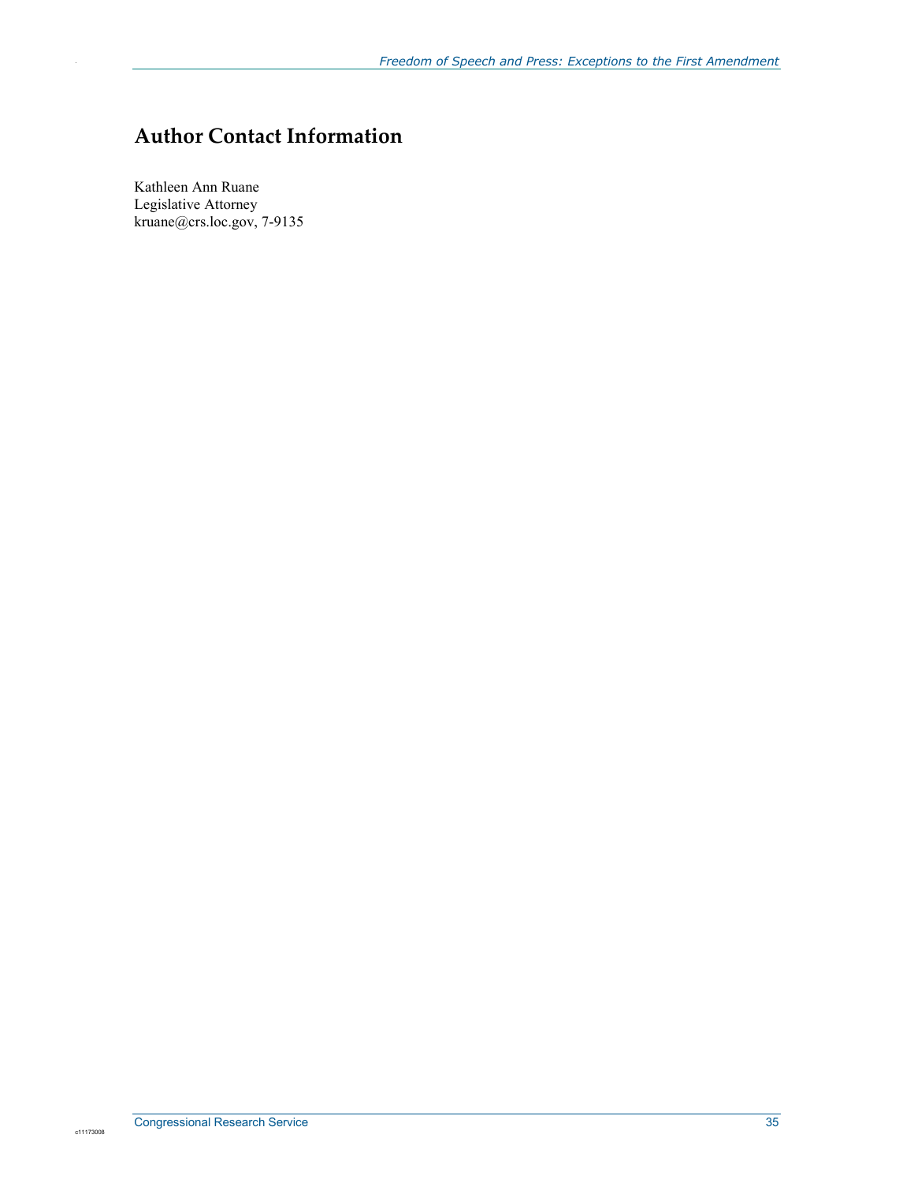## Author Contact Information

Kathleen Ann Ruane
Legislative Attorney
kruane@crs.loc.gov, 7-9135